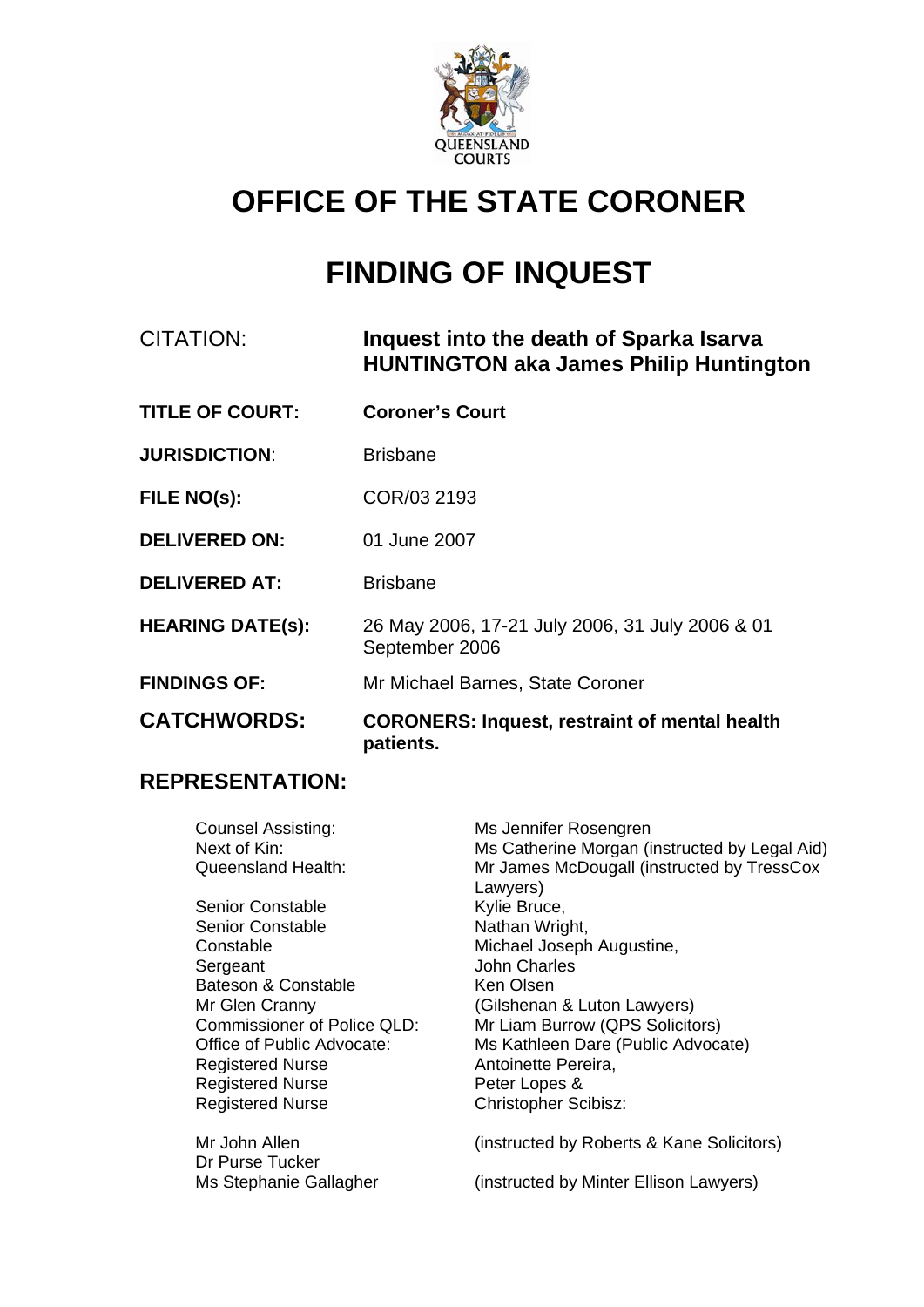# OFFICE OF THE STATE CORONER

# FINDING OF INQUEST

| | |
|---|---|
| CITATION: | **Inquest into the death of Sparka Isarva HUNTINGTON aka James Philip Huntington** |
| **TITLE OF COURT:** | **Coroner's Court** |
| **JURISDICTION**: | Brisbane |
| **FILE NO(s):** | COR/03 2193 |
| **DELIVERED ON:** | 01 June 2007 |
| **DELIVERED AT:** | Brisbane |
| **HEARING DATE(s):** | 26 May 2006, 17-21 July 2006, 31 July 2006 & 01 September 2006 |
| **FINDINGS OF:** | Mr Michael Barnes, State Coroner |
| **CATCHWORDS:** | **CORONERS: Inquest, restraint of mental health patients.** |

## REPRESENTATION:

| | |
|---|---|
| Counsel Assisting: | Ms Jennifer Rosengren |
| Next of Kin: | Ms Catherine Morgan (instructed by Legal Aid) |
| Queensland Health: | Mr James McDougall (instructed by TressCox Lawyers) |
| Senior Constable | Kylie Bruce, |
| Senior Constable | Nathan Wright, |
| Constable | Michael Joseph Augustine, |
| Sergeant | John Charles |
| Bateson & Constable | Ken Olsen |
| Mr Glen Cranny | (Gilshenan & Luton Lawyers) |
| Commissioner of Police QLD: | Mr Liam Burrow (QPS Solicitors) |
| Office of Public Advocate: | Ms Kathleen Dare (Public Advocate) |
| Registered Nurse | Antoinette Pereira, |
| Registered Nurse | Peter Lopes & |
| Registered Nurse | Christopher Scibisz: |
| Mr John Allen | (instructed by Roberts & Kane Solicitors) |
| Dr Purse Tucker | |
| Ms Stephanie Gallagher | (instructed by Minter Ellison Lawyers) |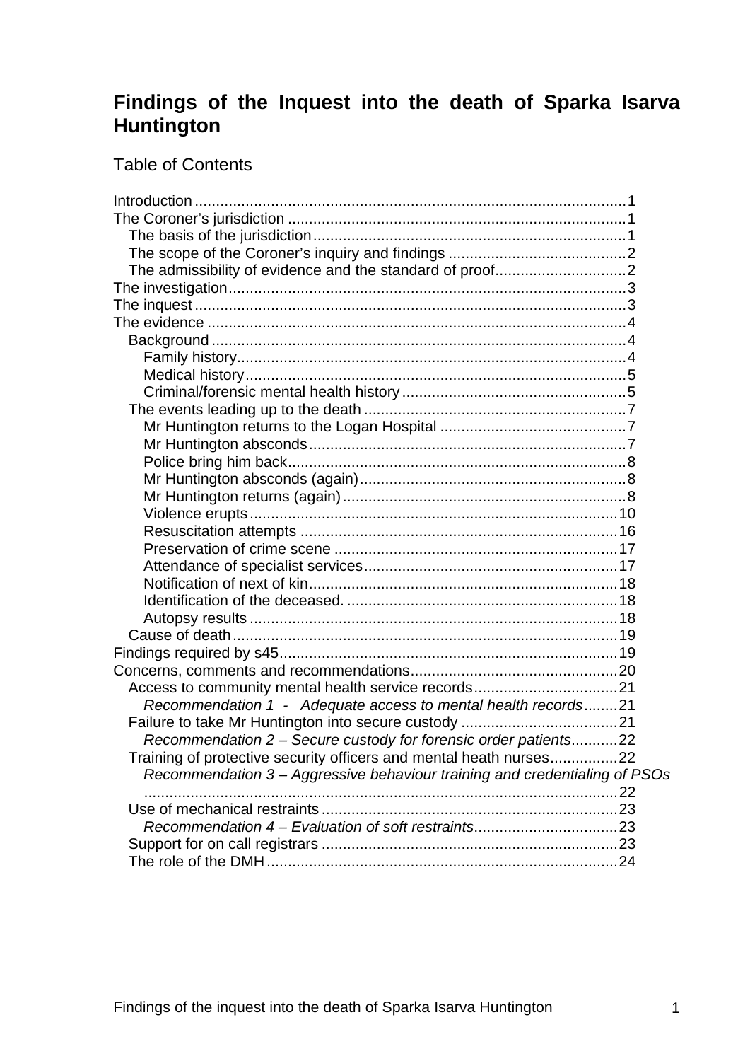# Findings of the Inquest into the death of Sparka Isarva Huntington

## Table of Contents

- Introduction ..... 1
- The Coroner's jurisdiction ..... 1
  - The basis of the jurisdiction ..... 1
  - The scope of the Coroner's inquiry and findings ..... 2
  - The admissibility of evidence and the standard of proof ..... 2
- The investigation ..... 3
- The inquest ..... 3
- The evidence ..... 4
  - Background ..... 4
    - Family history ..... 4
    - Medical history ..... 5
    - Criminal/forensic mental health history ..... 5
  - The events leading up to the death ..... 7
    - Mr Huntington returns to the Logan Hospital ..... 7
    - Mr Huntington absconds ..... 7
    - Police bring him back ..... 8
    - Mr Huntington absconds (again) ..... 8
    - Mr Huntington returns (again) ..... 8
    - Violence erupts ..... 10
    - Resuscitation attempts ..... 16
    - Preservation of crime scene ..... 17
    - Attendance of specialist services ..... 17
    - Notification of next of kin ..... 18
    - Identification of the deceased. ..... 18
    - Autopsy results ..... 18
  - Cause of death ..... 19
- Findings required by s45 ..... 19
- Concerns, comments and recommendations ..... 20
  - Access to community mental health service records ..... 21
    - *Recommendation 1 - Adequate access to mental health records* ..... 21
  - Failure to take Mr Huntington into secure custody ..... 21
    - *Recommendation 2 – Secure custody for forensic order patients* ..... 22
  - Training of protective security officers and mental heath nurses ..... 22
    - *Recommendation 3 – Aggressive behaviour training and credentialing of PSOs* ..... 22
  - Use of mechanical restraints ..... 23
    - *Recommendation 4 – Evaluation of soft restraints* ..... 23
  - Support for on call registrars ..... 23
  - The role of the DMH ..... 24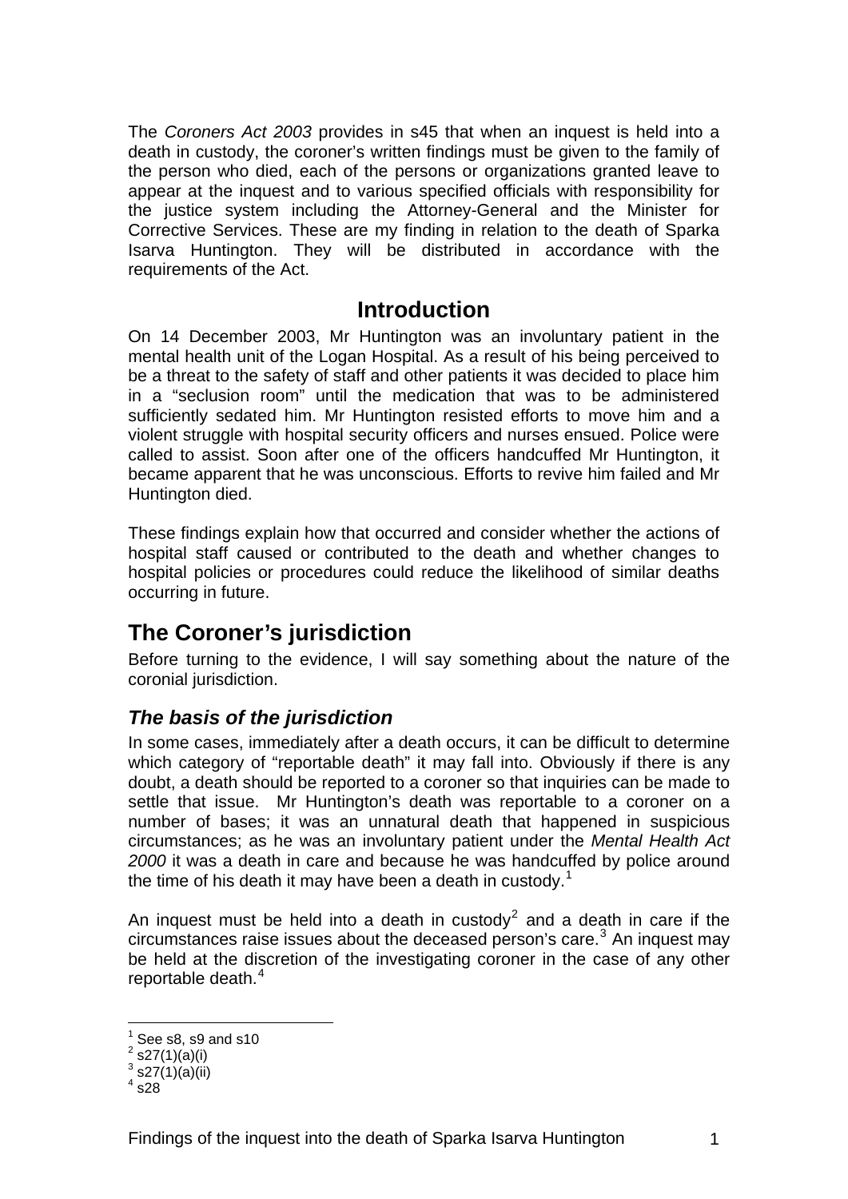The *Coroners Act 2003* provides in s45 that when an inquest is held into a death in custody, the coroner's written findings must be given to the family of the person who died, each of the persons or organizations granted leave to appear at the inquest and to various specified officials with responsibility for the justice system including the Attorney-General and the Minister for Corrective Services. These are my finding in relation to the death of Sparka Isarva Huntington. They will be distributed in accordance with the requirements of the Act.

# Introduction

On 14 December 2003, Mr Huntington was an involuntary patient in the mental health unit of the Logan Hospital. As a result of his being perceived to be a threat to the safety of staff and other patients it was decided to place him in a "seclusion room" until the medication that was to be administered sufficiently sedated him. Mr Huntington resisted efforts to move him and a violent struggle with hospital security officers and nurses ensued. Police were called to assist. Soon after one of the officers handcuffed Mr Huntington, it became apparent that he was unconscious. Efforts to revive him failed and Mr Huntington died.

These findings explain how that occurred and consider whether the actions of hospital staff caused or contributed to the death and whether changes to hospital policies or procedures could reduce the likelihood of similar deaths occurring in future.

## The Coroner's jurisdiction

Before turning to the evidence, I will say something about the nature of the coronial jurisdiction.

### *The basis of the jurisdiction*

In some cases, immediately after a death occurs, it can be difficult to determine which category of "reportable death" it may fall into. Obviously if there is any doubt, a death should be reported to a coroner so that inquiries can be made to settle that issue. Mr Huntington's death was reportable to a coroner on a number of bases; it was an unnatural death that happened in suspicious circumstances; as he was an involuntary patient under the *Mental Health Act 2000* it was a death in care and because he was handcuffed by police around the time of his death it may have been a death in custody.[1]

An inquest must be held into a death in custody[2] and a death in care if the circumstances raise issues about the deceased person's care.[3] An inquest may be held at the discretion of the investigating coroner in the case of any other reportable death.[4]

---

[1] See s8, s9 and s10
[2] s27(1)(a)(i)
[3] s27(1)(a)(ii)
[4] s28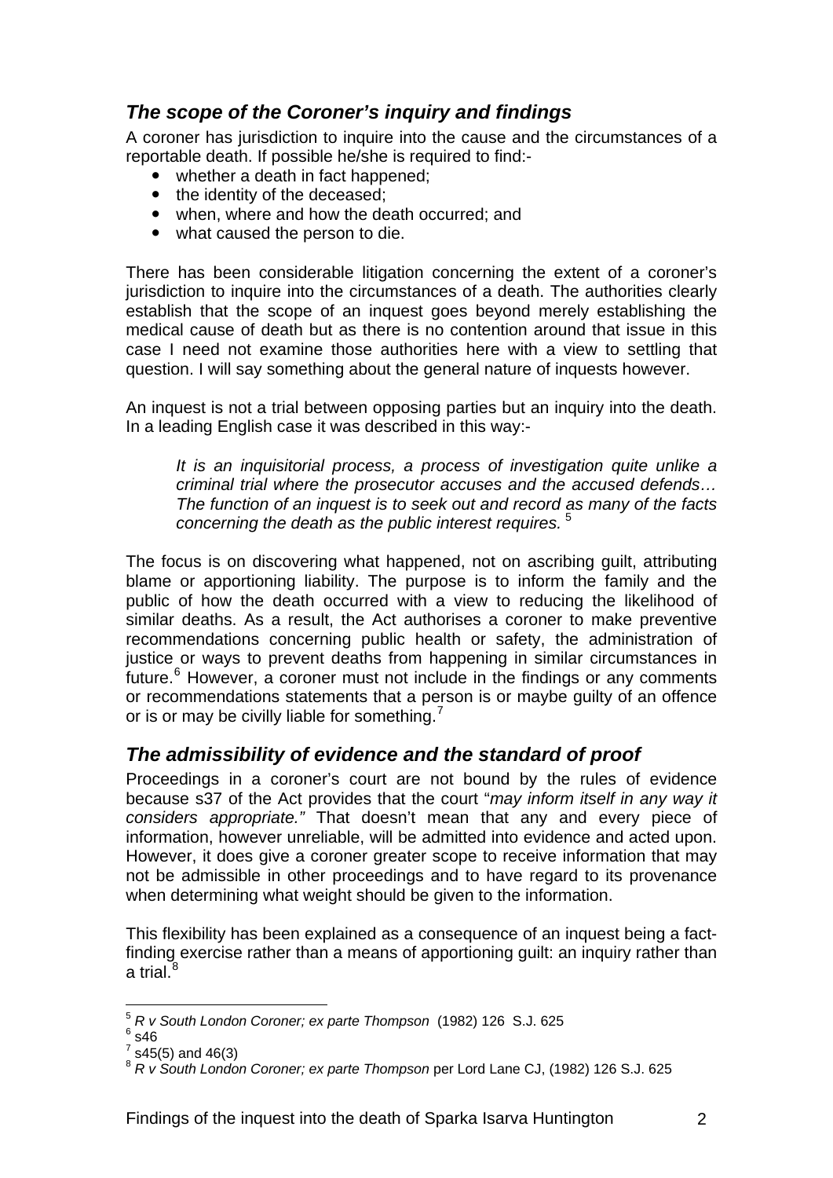### *The scope of the Coroner's inquiry and findings*

A coroner has jurisdiction to inquire into the cause and the circumstances of a reportable death. If possible he/she is required to find:-

- whether a death in fact happened;
- the identity of the deceased;
- when, where and how the death occurred; and
- what caused the person to die.

There has been considerable litigation concerning the extent of a coroner's jurisdiction to inquire into the circumstances of a death. The authorities clearly establish that the scope of an inquest goes beyond merely establishing the medical cause of death but as there is no contention around that issue in this case I need not examine those authorities here with a view to settling that question. I will say something about the general nature of inquests however.

An inquest is not a trial between opposing parties but an inquiry into the death. In a leading English case it was described in this way:-

> *It is an inquisitorial process, a process of investigation quite unlike a criminal trial where the prosecutor accuses and the accused defends… The function of an inquest is to seek out and record as many of the facts concerning the death as the public interest requires.* [5]

The focus is on discovering what happened, not on ascribing guilt, attributing blame or apportioning liability. The purpose is to inform the family and the public of how the death occurred with a view to reducing the likelihood of similar deaths. As a result, the Act authorises a coroner to make preventive recommendations concerning public health or safety, the administration of justice or ways to prevent deaths from happening in similar circumstances in future.[6] However, a coroner must not include in the findings or any comments or recommendations statements that a person is or maybe guilty of an offence or is or may be civilly liable for something.[7]

### *The admissibility of evidence and the standard of proof*

Proceedings in a coroner's court are not bound by the rules of evidence because s37 of the Act provides that the court "*may inform itself in any way it considers appropriate."* That doesn't mean that any and every piece of information, however unreliable, will be admitted into evidence and acted upon. However, it does give a coroner greater scope to receive information that may not be admissible in other proceedings and to have regard to its provenance when determining what weight should be given to the information.

This flexibility has been explained as a consequence of an inquest being a fact-finding exercise rather than a means of apportioning guilt: an inquiry rather than a trial.[8]

---

[5] *R v South London Coroner; ex parte Thompson* (1982) 126 S.J. 625

[6] s46

[7] s45(5) and 46(3)

[8] *R v South London Coroner; ex parte Thompson* per Lord Lane CJ, (1982) 126 S.J. 625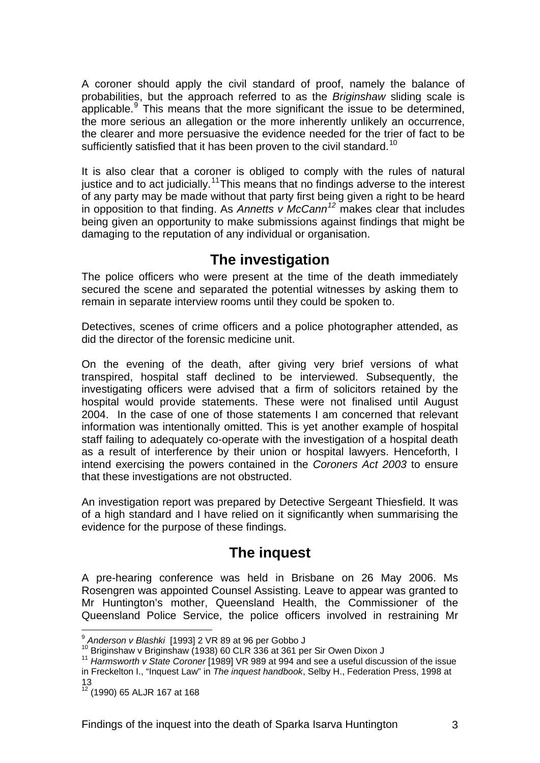A coroner should apply the civil standard of proof, namely the balance of probabilities, but the approach referred to as the *Briginshaw* sliding scale is applicable.[9] This means that the more significant the issue to be determined, the more serious an allegation or the more inherently unlikely an occurrence, the clearer and more persuasive the evidence needed for the trier of fact to be sufficiently satisfied that it has been proven to the civil standard.[10]

It is also clear that a coroner is obliged to comply with the rules of natural justice and to act judicially.[11] This means that no findings adverse to the interest of any party may be made without that party first being given a right to be heard in opposition to that finding. As *Annetts v McCann*[12] makes clear that includes being given an opportunity to make submissions against findings that might be damaging to the reputation of any individual or organisation.

## The investigation

The police officers who were present at the time of the death immediately secured the scene and separated the potential witnesses by asking them to remain in separate interview rooms until they could be spoken to.

Detectives, scenes of crime officers and a police photographer attended, as did the director of the forensic medicine unit.

On the evening of the death, after giving very brief versions of what transpired, hospital staff declined to be interviewed. Subsequently, the investigating officers were advised that a firm of solicitors retained by the hospital would provide statements. These were not finalised until August 2004. In the case of one of those statements I am concerned that relevant information was intentionally omitted. This is yet another example of hospital staff failing to adequately co-operate with the investigation of a hospital death as a result of interference by their union or hospital lawyers. Henceforth, I intend exercising the powers contained in the *Coroners Act 2003* to ensure that these investigations are not obstructed.

An investigation report was prepared by Detective Sergeant Thiesfield. It was of a high standard and I have relied on it significantly when summarising the evidence for the purpose of these findings.

## The inquest

A pre-hearing conference was held in Brisbane on 26 May 2006. Ms Rosengren was appointed Counsel Assisting. Leave to appear was granted to Mr Huntington's mother, Queensland Health, the Commissioner of the Queensland Police Service, the police officers involved in restraining Mr

---

[9] *Anderson v Blashki* [1993] 2 VR 89 at 96 per Gobbo J

[10] Briginshaw v Briginshaw (1938) 60 CLR 336 at 361 per Sir Owen Dixon J

[11] *Harmsworth v State Coroner* [1989] VR 989 at 994 and see a useful discussion of the issue in Freckelton I., "Inquest Law" in *The inquest handbook*, Selby H., Federation Press, 1998 at 13

[12] (1990) 65 ALJR 167 at 168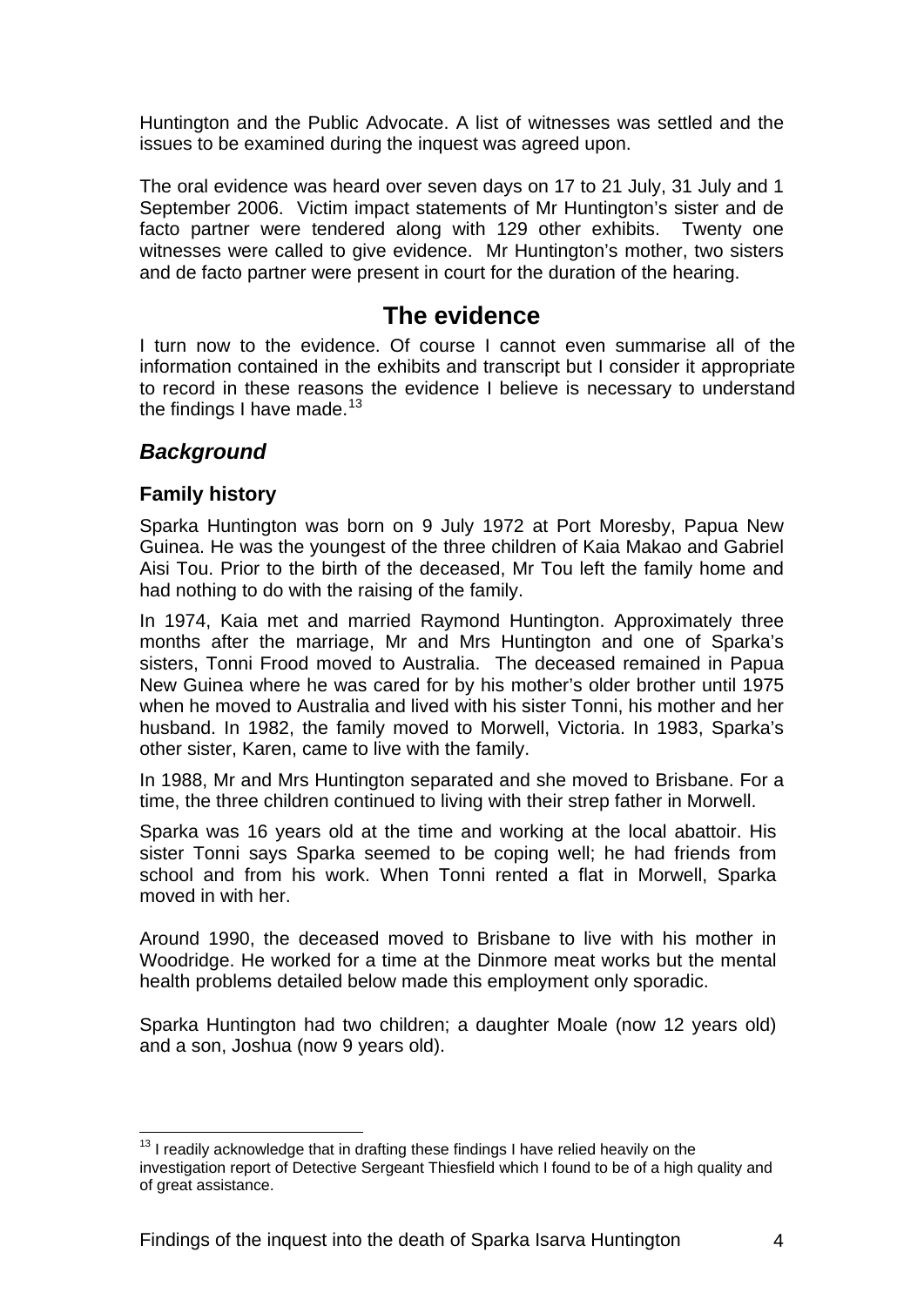Huntington and the Public Advocate. A list of witnesses was settled and the issues to be examined during the inquest was agreed upon.

The oral evidence was heard over seven days on 17 to 21 July, 31 July and 1 September 2006. Victim impact statements of Mr Huntington's sister and de facto partner were tendered along with 129 other exhibits. Twenty one witnesses were called to give evidence. Mr Huntington's mother, two sisters and de facto partner were present in court for the duration of the hearing.

# The evidence

I turn now to the evidence. Of course I cannot even summarise all of the information contained in the exhibits and transcript but I consider it appropriate to record in these reasons the evidence I believe is necessary to understand the findings I have made.[13]

## *Background*

### Family history

Sparka Huntington was born on 9 July 1972 at Port Moresby, Papua New Guinea. He was the youngest of the three children of Kaia Makao and Gabriel Aisi Tou. Prior to the birth of the deceased, Mr Tou left the family home and had nothing to do with the raising of the family.

In 1974, Kaia met and married Raymond Huntington. Approximately three months after the marriage, Mr and Mrs Huntington and one of Sparka's sisters, Tonni Frood moved to Australia. The deceased remained in Papua New Guinea where he was cared for by his mother's older brother until 1975 when he moved to Australia and lived with his sister Tonni, his mother and her husband. In 1982, the family moved to Morwell, Victoria. In 1983, Sparka's other sister, Karen, came to live with the family.

In 1988, Mr and Mrs Huntington separated and she moved to Brisbane. For a time, the three children continued to living with their strep father in Morwell.

Sparka was 16 years old at the time and working at the local abattoir. His sister Tonni says Sparka seemed to be coping well; he had friends from school and from his work. When Tonni rented a flat in Morwell, Sparka moved in with her.

Around 1990, the deceased moved to Brisbane to live with his mother in Woodridge. He worked for a time at the Dinmore meat works but the mental health problems detailed below made this employment only sporadic.

Sparka Huntington had two children; a daughter Moale (now 12 years old) and a son, Joshua (now 9 years old).

---

[13] I readily acknowledge that in drafting these findings I have relied heavily on the investigation report of Detective Sergeant Thiesfield which I found to be of a high quality and of great assistance.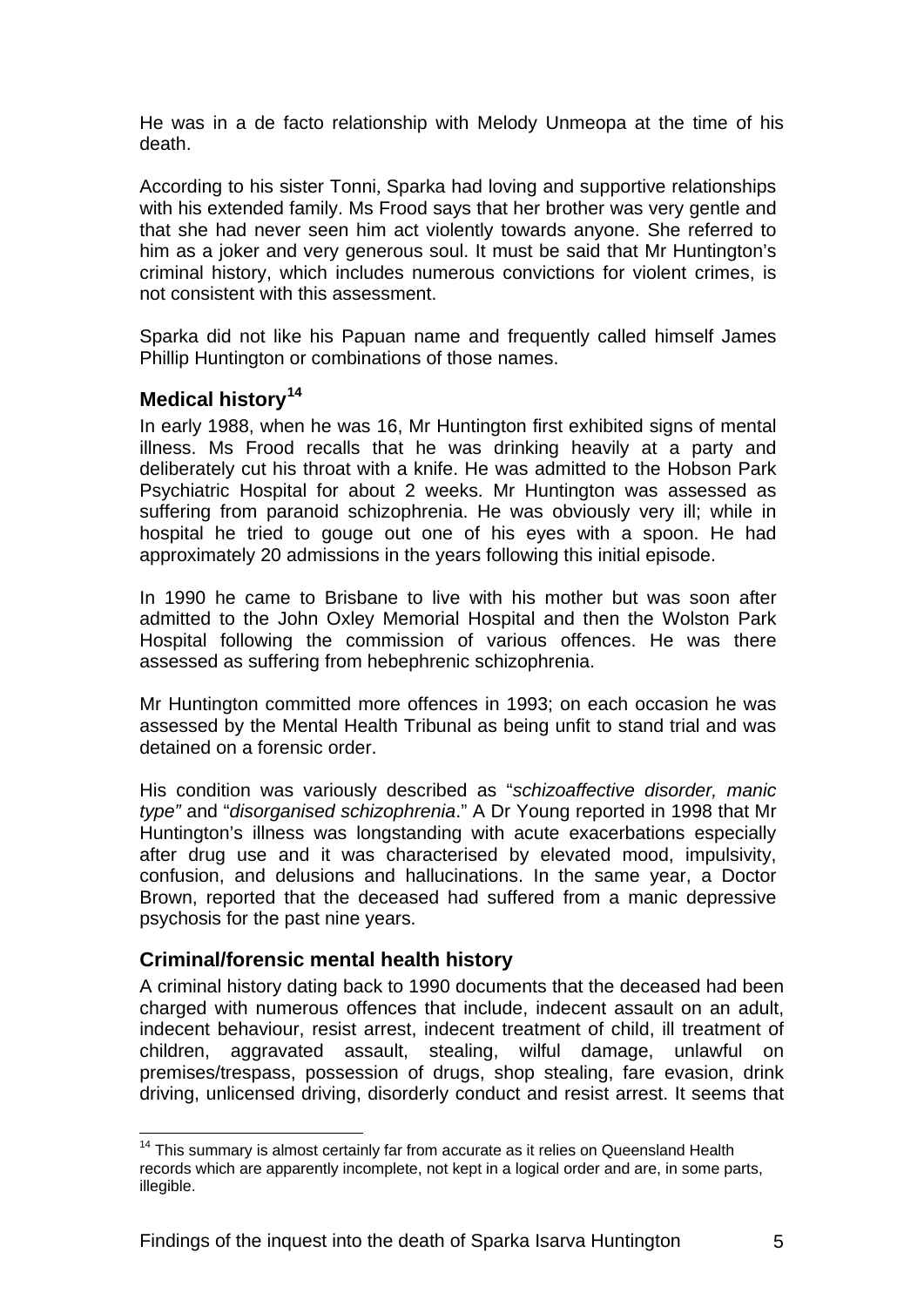He was in a de facto relationship with Melody Unmeopa at the time of his death.

According to his sister Tonni, Sparka had loving and supportive relationships with his extended family. Ms Frood says that her brother was very gentle and that she had never seen him act violently towards anyone. She referred to him as a joker and very generous soul. It must be said that Mr Huntington's criminal history, which includes numerous convictions for violent crimes, is not consistent with this assessment.

Sparka did not like his Papuan name and frequently called himself James Phillip Huntington or combinations of those names.

### Medical history[14]

In early 1988, when he was 16, Mr Huntington first exhibited signs of mental illness. Ms Frood recalls that he was drinking heavily at a party and deliberately cut his throat with a knife. He was admitted to the Hobson Park Psychiatric Hospital for about 2 weeks. Mr Huntington was assessed as suffering from paranoid schizophrenia. He was obviously very ill; while in hospital he tried to gouge out one of his eyes with a spoon. He had approximately 20 admissions in the years following this initial episode.

In 1990 he came to Brisbane to live with his mother but was soon after admitted to the John Oxley Memorial Hospital and then the Wolston Park Hospital following the commission of various offences. He was there assessed as suffering from hebephrenic schizophrenia.

Mr Huntington committed more offences in 1993; on each occasion he was assessed by the Mental Health Tribunal as being unfit to stand trial and was detained on a forensic order.

His condition was variously described as "*schizoaffective disorder, manic type*" and "*disorganised schizophrenia*." A Dr Young reported in 1998 that Mr Huntington's illness was longstanding with acute exacerbations especially after drug use and it was characterised by elevated mood, impulsivity, confusion, and delusions and hallucinations. In the same year, a Doctor Brown, reported that the deceased had suffered from a manic depressive psychosis for the past nine years.

### Criminal/forensic mental health history

A criminal history dating back to 1990 documents that the deceased had been charged with numerous offences that include, indecent assault on an adult, indecent behaviour, resist arrest, indecent treatment of child, ill treatment of children, aggravated assault, stealing, wilful damage, unlawful on premises/trespass, possession of drugs, shop stealing, fare evasion, drink driving, unlicensed driving, disorderly conduct and resist arrest. It seems that

---

[14] This summary is almost certainly far from accurate as it relies on Queensland Health records which are apparently incomplete, not kept in a logical order and are, in some parts, illegible.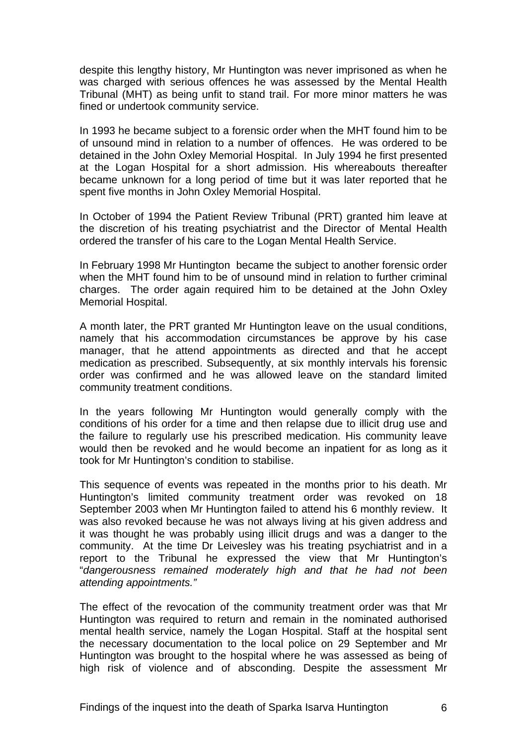despite this lengthy history, Mr Huntington was never imprisoned as when he was charged with serious offences he was assessed by the Mental Health Tribunal (MHT) as being unfit to stand trail. For more minor matters he was fined or undertook community service.

In 1993 he became subject to a forensic order when the MHT found him to be of unsound mind in relation to a number of offences. He was ordered to be detained in the John Oxley Memorial Hospital. In July 1994 he first presented at the Logan Hospital for a short admission. His whereabouts thereafter became unknown for a long period of time but it was later reported that he spent five months in John Oxley Memorial Hospital.

In October of 1994 the Patient Review Tribunal (PRT) granted him leave at the discretion of his treating psychiatrist and the Director of Mental Health ordered the transfer of his care to the Logan Mental Health Service.

In February 1998 Mr Huntington became the subject to another forensic order when the MHT found him to be of unsound mind in relation to further criminal charges. The order again required him to be detained at the John Oxley Memorial Hospital.

A month later, the PRT granted Mr Huntington leave on the usual conditions, namely that his accommodation circumstances be approve by his case manager, that he attend appointments as directed and that he accept medication as prescribed. Subsequently, at six monthly intervals his forensic order was confirmed and he was allowed leave on the standard limited community treatment conditions.

In the years following Mr Huntington would generally comply with the conditions of his order for a time and then relapse due to illicit drug use and the failure to regularly use his prescribed medication. His community leave would then be revoked and he would become an inpatient for as long as it took for Mr Huntington's condition to stabilise.

This sequence of events was repeated in the months prior to his death. Mr Huntington's limited community treatment order was revoked on 18 September 2003 when Mr Huntington failed to attend his 6 monthly review. It was also revoked because he was not always living at his given address and it was thought he was probably using illicit drugs and was a danger to the community. At the time Dr Leivesley was his treating psychiatrist and in a report to the Tribunal he expressed the view that Mr Huntington's "*dangerousness remained moderately high and that he had not been attending appointments."*

The effect of the revocation of the community treatment order was that Mr Huntington was required to return and remain in the nominated authorised mental health service, namely the Logan Hospital. Staff at the hospital sent the necessary documentation to the local police on 29 September and Mr Huntington was brought to the hospital where he was assessed as being of high risk of violence and of absconding. Despite the assessment Mr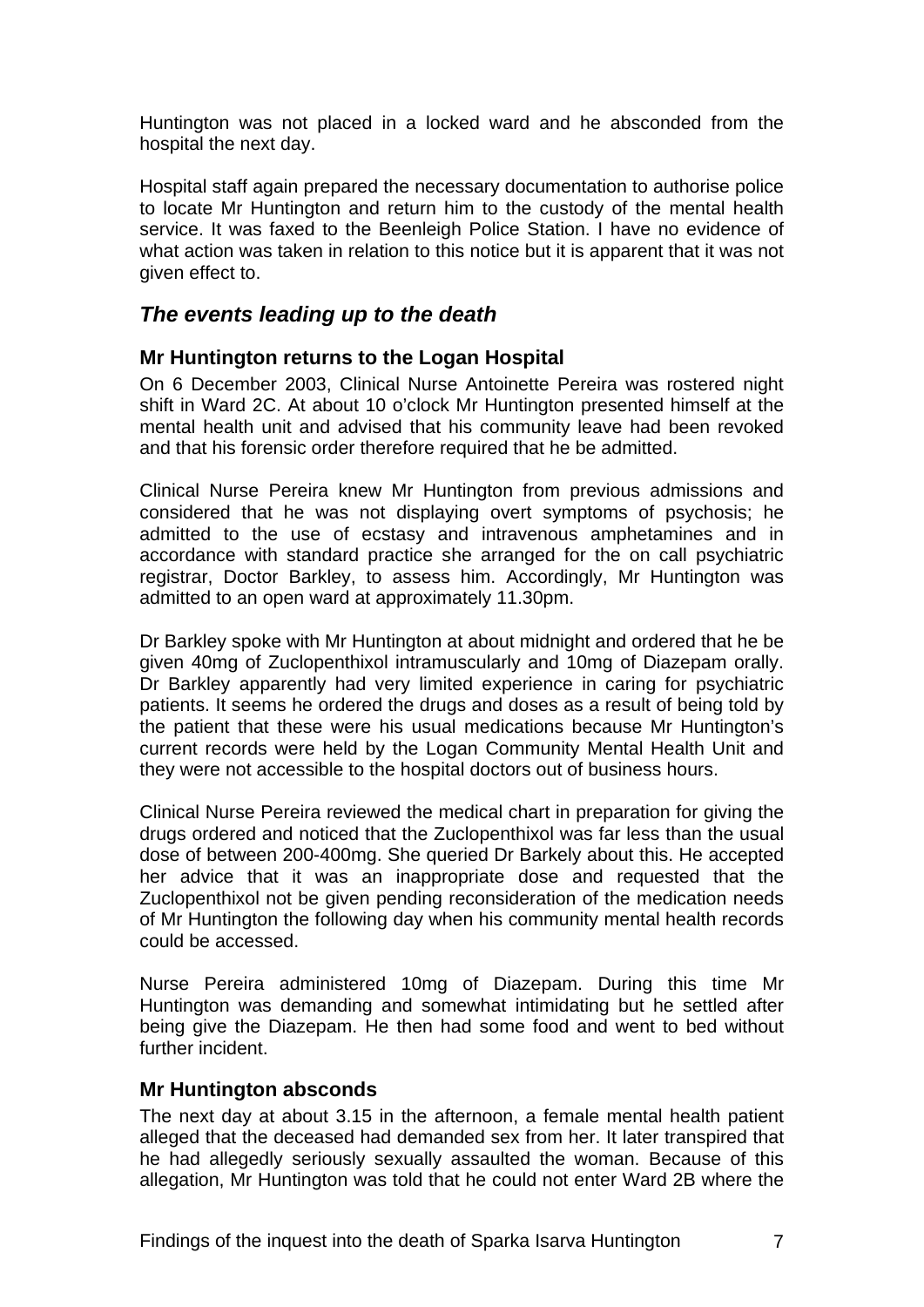Huntington was not placed in a locked ward and he absconded from the hospital the next day.

Hospital staff again prepared the necessary documentation to authorise police to locate Mr Huntington and return him to the custody of the mental health service. It was faxed to the Beenleigh Police Station. I have no evidence of what action was taken in relation to this notice but it is apparent that it was not given effect to.

## *The events leading up to the death*

### Mr Huntington returns to the Logan Hospital

On 6 December 2003, Clinical Nurse Antoinette Pereira was rostered night shift in Ward 2C. At about 10 o'clock Mr Huntington presented himself at the mental health unit and advised that his community leave had been revoked and that his forensic order therefore required that he be admitted.

Clinical Nurse Pereira knew Mr Huntington from previous admissions and considered that he was not displaying overt symptoms of psychosis; he admitted to the use of ecstasy and intravenous amphetamines and in accordance with standard practice she arranged for the on call psychiatric registrar, Doctor Barkley, to assess him. Accordingly, Mr Huntington was admitted to an open ward at approximately 11.30pm.

Dr Barkley spoke with Mr Huntington at about midnight and ordered that he be given 40mg of Zuclopenthixol intramuscularly and 10mg of Diazepam orally. Dr Barkley apparently had very limited experience in caring for psychiatric patients. It seems he ordered the drugs and doses as a result of being told by the patient that these were his usual medications because Mr Huntington's current records were held by the Logan Community Mental Health Unit and they were not accessible to the hospital doctors out of business hours.

Clinical Nurse Pereira reviewed the medical chart in preparation for giving the drugs ordered and noticed that the Zuclopenthixol was far less than the usual dose of between 200-400mg. She queried Dr Barkely about this. He accepted her advice that it was an inappropriate dose and requested that the Zuclopenthixol not be given pending reconsideration of the medication needs of Mr Huntington the following day when his community mental health records could be accessed.

Nurse Pereira administered 10mg of Diazepam. During this time Mr Huntington was demanding and somewhat intimidating but he settled after being give the Diazepam. He then had some food and went to bed without further incident.

### Mr Huntington absconds

The next day at about 3.15 in the afternoon, a female mental health patient alleged that the deceased had demanded sex from her. It later transpired that he had allegedly seriously sexually assaulted the woman. Because of this allegation, Mr Huntington was told that he could not enter Ward 2B where the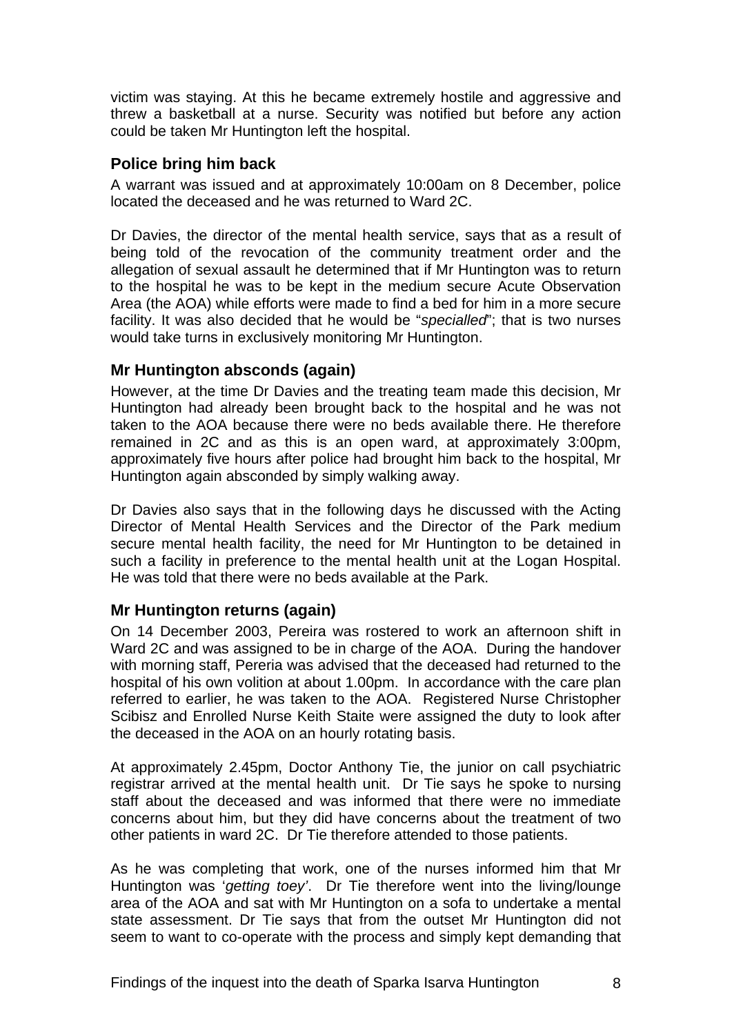victim was staying. At this he became extremely hostile and aggressive and threw a basketball at a nurse. Security was notified but before any action could be taken Mr Huntington left the hospital.

### Police bring him back

A warrant was issued and at approximately 10:00am on 8 December, police located the deceased and he was returned to Ward 2C.

Dr Davies, the director of the mental health service, says that as a result of being told of the revocation of the community treatment order and the allegation of sexual assault he determined that if Mr Huntington was to return to the hospital he was to be kept in the medium secure Acute Observation Area (the AOA) while efforts were made to find a bed for him in a more secure facility. It was also decided that he would be "*specialled*"; that is two nurses would take turns in exclusively monitoring Mr Huntington.

### Mr Huntington absconds (again)

However, at the time Dr Davies and the treating team made this decision, Mr Huntington had already been brought back to the hospital and he was not taken to the AOA because there were no beds available there. He therefore remained in 2C and as this is an open ward, at approximately 3:00pm, approximately five hours after police had brought him back to the hospital, Mr Huntington again absconded by simply walking away.

Dr Davies also says that in the following days he discussed with the Acting Director of Mental Health Services and the Director of the Park medium secure mental health facility, the need for Mr Huntington to be detained in such a facility in preference to the mental health unit at the Logan Hospital. He was told that there were no beds available at the Park.

### Mr Huntington returns (again)

On 14 December 2003, Pereira was rostered to work an afternoon shift in Ward 2C and was assigned to be in charge of the AOA. During the handover with morning staff, Pereria was advised that the deceased had returned to the hospital of his own volition at about 1.00pm. In accordance with the care plan referred to earlier, he was taken to the AOA. Registered Nurse Christopher Scibisz and Enrolled Nurse Keith Staite were assigned the duty to look after the deceased in the AOA on an hourly rotating basis.

At approximately 2.45pm, Doctor Anthony Tie, the junior on call psychiatric registrar arrived at the mental health unit. Dr Tie says he spoke to nursing staff about the deceased and was informed that there were no immediate concerns about him, but they did have concerns about the treatment of two other patients in ward 2C. Dr Tie therefore attended to those patients.

As he was completing that work, one of the nurses informed him that Mr Huntington was '*getting toey'*. Dr Tie therefore went into the living/lounge area of the AOA and sat with Mr Huntington on a sofa to undertake a mental state assessment. Dr Tie says that from the outset Mr Huntington did not seem to want to co-operate with the process and simply kept demanding that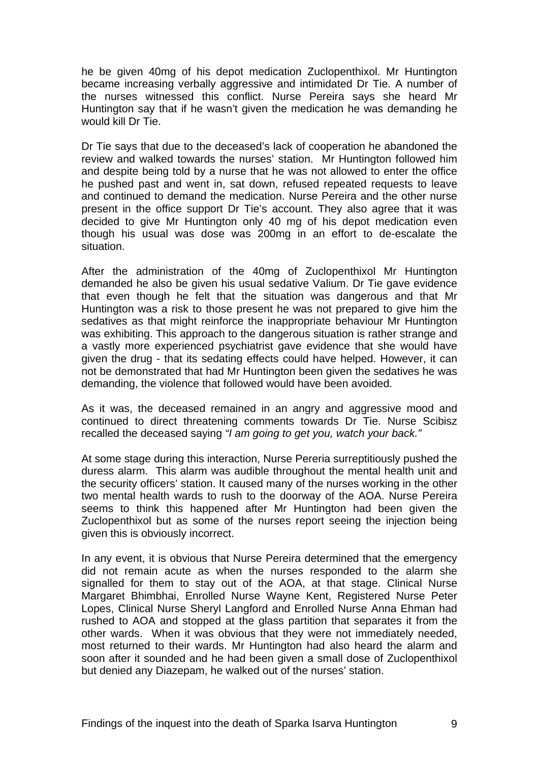he be given 40mg of his depot medication Zuclopenthixol. Mr Huntington became increasing verbally aggressive and intimidated Dr Tie. A number of the nurses witnessed this conflict. Nurse Pereira says she heard Mr Huntington say that if he wasn't given the medication he was demanding he would kill Dr Tie.

Dr Tie says that due to the deceased's lack of cooperation he abandoned the review and walked towards the nurses' station. Mr Huntington followed him and despite being told by a nurse that he was not allowed to enter the office he pushed past and went in, sat down, refused repeated requests to leave and continued to demand the medication. Nurse Pereira and the other nurse present in the office support Dr Tie's account. They also agree that it was decided to give Mr Huntington only 40 mg of his depot medication even though his usual was dose was 200mg in an effort to de-escalate the situation.

After the administration of the 40mg of Zuclopenthixol Mr Huntington demanded he also be given his usual sedative Valium. Dr Tie gave evidence that even though he felt that the situation was dangerous and that Mr Huntington was a risk to those present he was not prepared to give him the sedatives as that might reinforce the inappropriate behaviour Mr Huntington was exhibiting. This approach to the dangerous situation is rather strange and a vastly more experienced psychiatrist gave evidence that she would have given the drug - that its sedating effects could have helped. However, it can not be demonstrated that had Mr Huntington been given the sedatives he was demanding, the violence that followed would have been avoided.

As it was, the deceased remained in an angry and aggressive mood and continued to direct threatening comments towards Dr Tie. Nurse Scibisz recalled the deceased saying *"I am going to get you, watch your back."*

At some stage during this interaction, Nurse Pereria surreptitiously pushed the duress alarm. This alarm was audible throughout the mental health unit and the security officers' station. It caused many of the nurses working in the other two mental health wards to rush to the doorway of the AOA. Nurse Pereira seems to think this happened after Mr Huntington had been given the Zuclopenthixol but as some of the nurses report seeing the injection being given this is obviously incorrect.

In any event, it is obvious that Nurse Pereira determined that the emergency did not remain acute as when the nurses responded to the alarm she signalled for them to stay out of the AOA, at that stage. Clinical Nurse Margaret Bhimbhai, Enrolled Nurse Wayne Kent, Registered Nurse Peter Lopes, Clinical Nurse Sheryl Langford and Enrolled Nurse Anna Ehman had rushed to AOA and stopped at the glass partition that separates it from the other wards. When it was obvious that they were not immediately needed, most returned to their wards. Mr Huntington had also heard the alarm and soon after it sounded and he had been given a small dose of Zuclopenthixol but denied any Diazepam, he walked out of the nurses' station.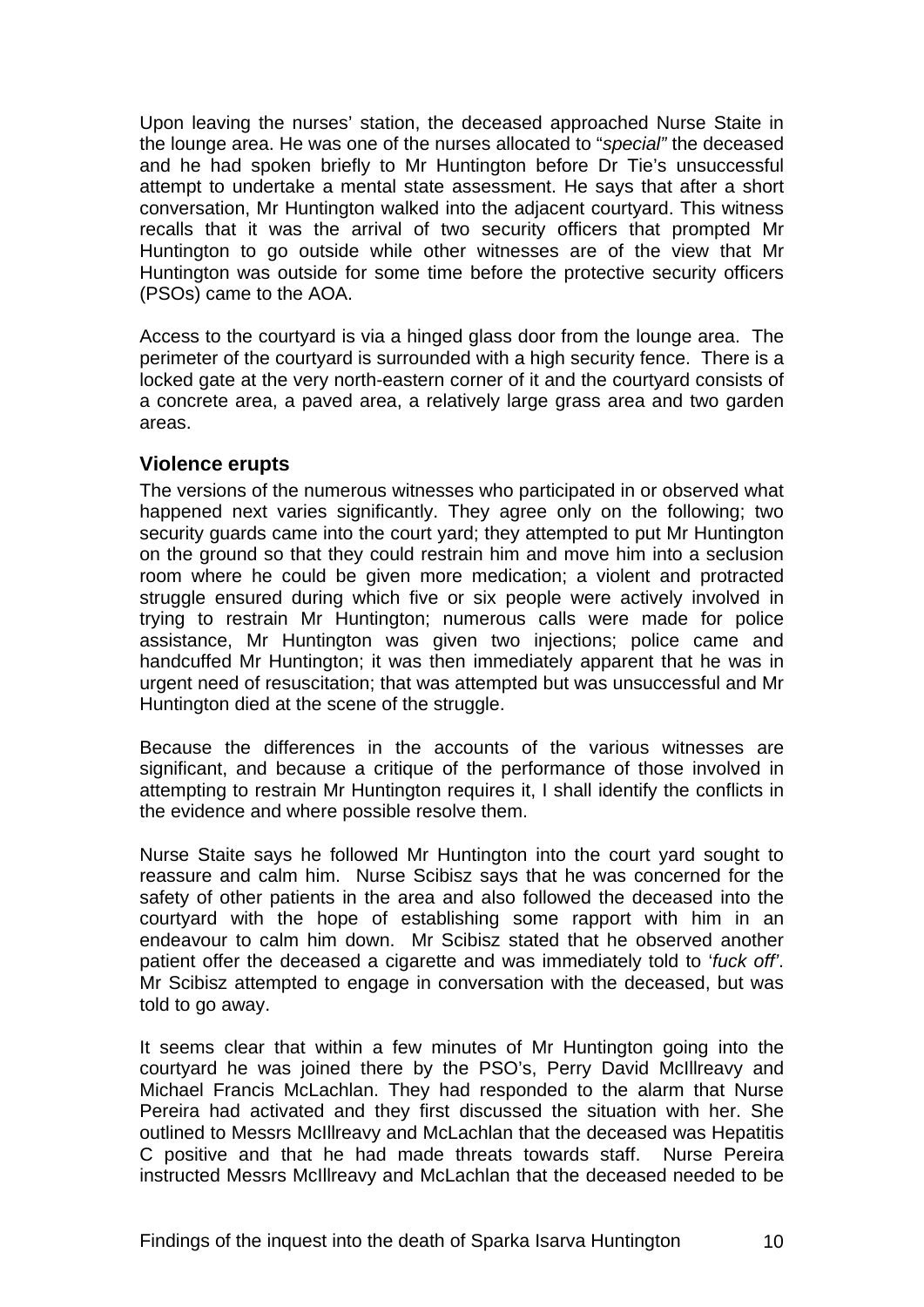Upon leaving the nurses' station, the deceased approached Nurse Staite in the lounge area. He was one of the nurses allocated to "*special"* the deceased and he had spoken briefly to Mr Huntington before Dr Tie's unsuccessful attempt to undertake a mental state assessment. He says that after a short conversation, Mr Huntington walked into the adjacent courtyard. This witness recalls that it was the arrival of two security officers that prompted Mr Huntington to go outside while other witnesses are of the view that Mr Huntington was outside for some time before the protective security officers (PSOs) came to the AOA.

Access to the courtyard is via a hinged glass door from the lounge area. The perimeter of the courtyard is surrounded with a high security fence. There is a locked gate at the very north-eastern corner of it and the courtyard consists of a concrete area, a paved area, a relatively large grass area and two garden areas.

### Violence erupts

The versions of the numerous witnesses who participated in or observed what happened next varies significantly. They agree only on the following; two security guards came into the court yard; they attempted to put Mr Huntington on the ground so that they could restrain him and move him into a seclusion room where he could be given more medication; a violent and protracted struggle ensured during which five or six people were actively involved in trying to restrain Mr Huntington; numerous calls were made for police assistance, Mr Huntington was given two injections; police came and handcuffed Mr Huntington; it was then immediately apparent that he was in urgent need of resuscitation; that was attempted but was unsuccessful and Mr Huntington died at the scene of the struggle.

Because the differences in the accounts of the various witnesses are significant, and because a critique of the performance of those involved in attempting to restrain Mr Huntington requires it, I shall identify the conflicts in the evidence and where possible resolve them.

Nurse Staite says he followed Mr Huntington into the court yard sought to reassure and calm him. Nurse Scibisz says that he was concerned for the safety of other patients in the area and also followed the deceased into the courtyard with the hope of establishing some rapport with him in an endeavour to calm him down. Mr Scibisz stated that he observed another patient offer the deceased a cigarette and was immediately told to '*fuck off*'. Mr Scibisz attempted to engage in conversation with the deceased, but was told to go away.

It seems clear that within a few minutes of Mr Huntington going into the courtyard he was joined there by the PSO's, Perry David McIllreavy and Michael Francis McLachlan. They had responded to the alarm that Nurse Pereira had activated and they first discussed the situation with her. She outlined to Messrs McIllreavy and McLachlan that the deceased was Hepatitis C positive and that he had made threats towards staff. Nurse Pereira instructed Messrs McIllreavy and McLachlan that the deceased needed to be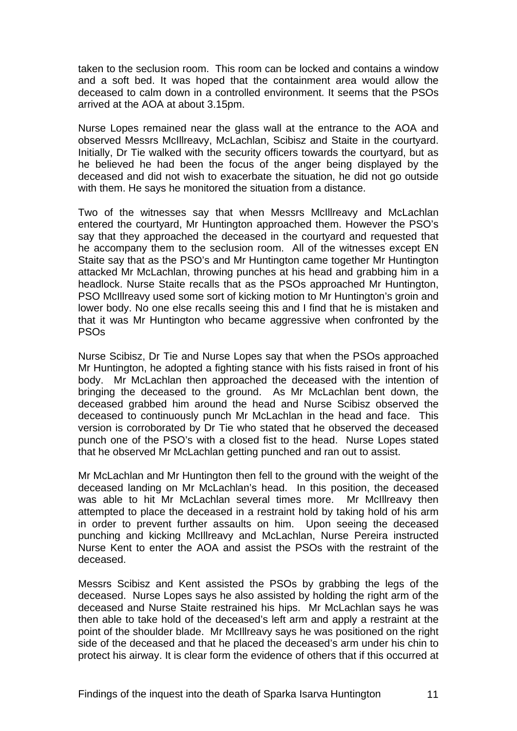taken to the seclusion room. This room can be locked and contains a window and a soft bed. It was hoped that the containment area would allow the deceased to calm down in a controlled environment. It seems that the PSOs arrived at the AOA at about 3.15pm.

Nurse Lopes remained near the glass wall at the entrance to the AOA and observed Messrs McIllreavy, McLachlan, Scibisz and Staite in the courtyard. Initially, Dr Tie walked with the security officers towards the courtyard, but as he believed he had been the focus of the anger being displayed by the deceased and did not wish to exacerbate the situation, he did not go outside with them. He says he monitored the situation from a distance.

Two of the witnesses say that when Messrs McIllreavy and McLachlan entered the courtyard, Mr Huntington approached them. However the PSO's say that they approached the deceased in the courtyard and requested that he accompany them to the seclusion room. All of the witnesses except EN Staite say that as the PSO's and Mr Huntington came together Mr Huntington attacked Mr McLachlan, throwing punches at his head and grabbing him in a headlock. Nurse Staite recalls that as the PSOs approached Mr Huntington, PSO McIllreavy used some sort of kicking motion to Mr Huntington's groin and lower body. No one else recalls seeing this and I find that he is mistaken and that it was Mr Huntington who became aggressive when confronted by the PSOs

Nurse Scibisz, Dr Tie and Nurse Lopes say that when the PSOs approached Mr Huntington, he adopted a fighting stance with his fists raised in front of his body. Mr McLachlan then approached the deceased with the intention of bringing the deceased to the ground. As Mr McLachlan bent down, the deceased grabbed him around the head and Nurse Scibisz observed the deceased to continuously punch Mr McLachlan in the head and face. This version is corroborated by Dr Tie who stated that he observed the deceased punch one of the PSO's with a closed fist to the head. Nurse Lopes stated that he observed Mr McLachlan getting punched and ran out to assist.

Mr McLachlan and Mr Huntington then fell to the ground with the weight of the deceased landing on Mr McLachlan's head. In this position, the deceased was able to hit Mr McLachlan several times more. Mr McIllreavy then attempted to place the deceased in a restraint hold by taking hold of his arm in order to prevent further assaults on him. Upon seeing the deceased punching and kicking McIllreavy and McLachlan, Nurse Pereira instructed Nurse Kent to enter the AOA and assist the PSOs with the restraint of the deceased.

Messrs Scibisz and Kent assisted the PSOs by grabbing the legs of the deceased. Nurse Lopes says he also assisted by holding the right arm of the deceased and Nurse Staite restrained his hips. Mr McLachlan says he was then able to take hold of the deceased's left arm and apply a restraint at the point of the shoulder blade. Mr McIllreavy says he was positioned on the right side of the deceased and that he placed the deceased's arm under his chin to protect his airway. It is clear form the evidence of others that if this occurred at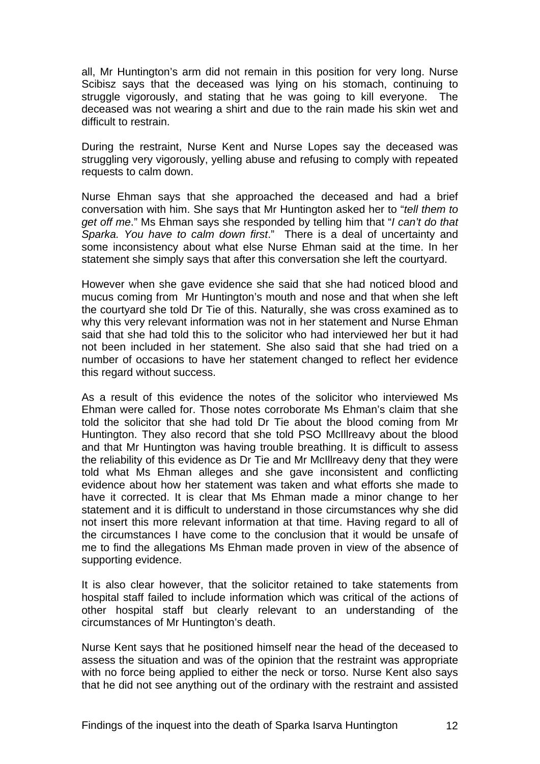all, Mr Huntington's arm did not remain in this position for very long. Nurse Scibisz says that the deceased was lying on his stomach, continuing to struggle vigorously, and stating that he was going to kill everyone. The deceased was not wearing a shirt and due to the rain made his skin wet and difficult to restrain.

During the restraint, Nurse Kent and Nurse Lopes say the deceased was struggling very vigorously, yelling abuse and refusing to comply with repeated requests to calm down.

Nurse Ehman says that she approached the deceased and had a brief conversation with him. She says that Mr Huntington asked her to "*tell them to get off me*." Ms Ehman says she responded by telling him that "*I can't do that Sparka. You have to calm down first*." There is a deal of uncertainty and some inconsistency about what else Nurse Ehman said at the time. In her statement she simply says that after this conversation she left the courtyard.

However when she gave evidence she said that she had noticed blood and mucus coming from Mr Huntington's mouth and nose and that when she left the courtyard she told Dr Tie of this. Naturally, she was cross examined as to why this very relevant information was not in her statement and Nurse Ehman said that she had told this to the solicitor who had interviewed her but it had not been included in her statement. She also said that she had tried on a number of occasions to have her statement changed to reflect her evidence this regard without success.

As a result of this evidence the notes of the solicitor who interviewed Ms Ehman were called for. Those notes corroborate Ms Ehman's claim that she told the solicitor that she had told Dr Tie about the blood coming from Mr Huntington. They also record that she told PSO McIllreavy about the blood and that Mr Huntington was having trouble breathing. It is difficult to assess the reliability of this evidence as Dr Tie and Mr McIllreavy deny that they were told what Ms Ehman alleges and she gave inconsistent and conflicting evidence about how her statement was taken and what efforts she made to have it corrected. It is clear that Ms Ehman made a minor change to her statement and it is difficult to understand in those circumstances why she did not insert this more relevant information at that time. Having regard to all of the circumstances I have come to the conclusion that it would be unsafe of me to find the allegations Ms Ehman made proven in view of the absence of supporting evidence.

It is also clear however, that the solicitor retained to take statements from hospital staff failed to include information which was critical of the actions of other hospital staff but clearly relevant to an understanding of the circumstances of Mr Huntington's death.

Nurse Kent says that he positioned himself near the head of the deceased to assess the situation and was of the opinion that the restraint was appropriate with no force being applied to either the neck or torso. Nurse Kent also says that he did not see anything out of the ordinary with the restraint and assisted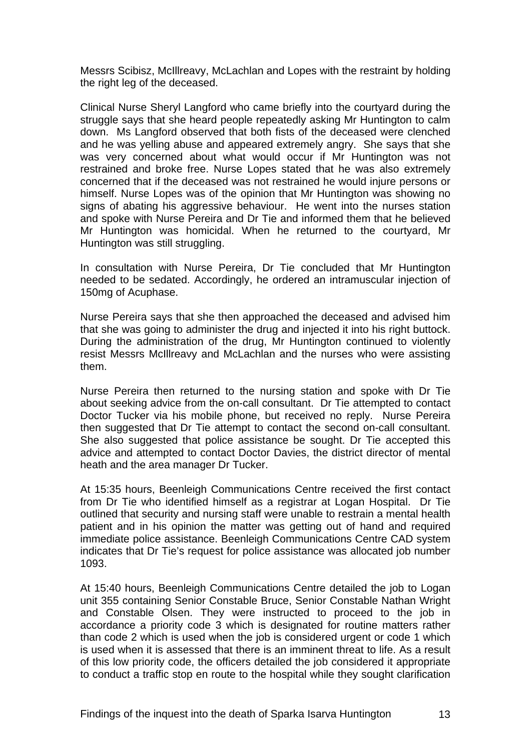Messrs Scibisz, McIllreavy, McLachlan and Lopes with the restraint by holding the right leg of the deceased.

Clinical Nurse Sheryl Langford who came briefly into the courtyard during the struggle says that she heard people repeatedly asking Mr Huntington to calm down. Ms Langford observed that both fists of the deceased were clenched and he was yelling abuse and appeared extremely angry. She says that she was very concerned about what would occur if Mr Huntington was not restrained and broke free. Nurse Lopes stated that he was also extremely concerned that if the deceased was not restrained he would injure persons or himself. Nurse Lopes was of the opinion that Mr Huntington was showing no signs of abating his aggressive behaviour. He went into the nurses station and spoke with Nurse Pereira and Dr Tie and informed them that he believed Mr Huntington was homicidal. When he returned to the courtyard, Mr Huntington was still struggling.

In consultation with Nurse Pereira, Dr Tie concluded that Mr Huntington needed to be sedated. Accordingly, he ordered an intramuscular injection of 150mg of Acuphase.

Nurse Pereira says that she then approached the deceased and advised him that she was going to administer the drug and injected it into his right buttock. During the administration of the drug, Mr Huntington continued to violently resist Messrs McIllreavy and McLachlan and the nurses who were assisting them.

Nurse Pereira then returned to the nursing station and spoke with Dr Tie about seeking advice from the on-call consultant. Dr Tie attempted to contact Doctor Tucker via his mobile phone, but received no reply. Nurse Pereira then suggested that Dr Tie attempt to contact the second on-call consultant. She also suggested that police assistance be sought. Dr Tie accepted this advice and attempted to contact Doctor Davies, the district director of mental heath and the area manager Dr Tucker.

At 15:35 hours, Beenleigh Communications Centre received the first contact from Dr Tie who identified himself as a registrar at Logan Hospital. Dr Tie outlined that security and nursing staff were unable to restrain a mental health patient and in his opinion the matter was getting out of hand and required immediate police assistance. Beenleigh Communications Centre CAD system indicates that Dr Tie's request for police assistance was allocated job number 1093.

At 15:40 hours, Beenleigh Communications Centre detailed the job to Logan unit 355 containing Senior Constable Bruce, Senior Constable Nathan Wright and Constable Olsen. They were instructed to proceed to the job in accordance a priority code 3 which is designated for routine matters rather than code 2 which is used when the job is considered urgent or code 1 which is used when it is assessed that there is an imminent threat to life. As a result of this low priority code, the officers detailed the job considered it appropriate to conduct a traffic stop en route to the hospital while they sought clarification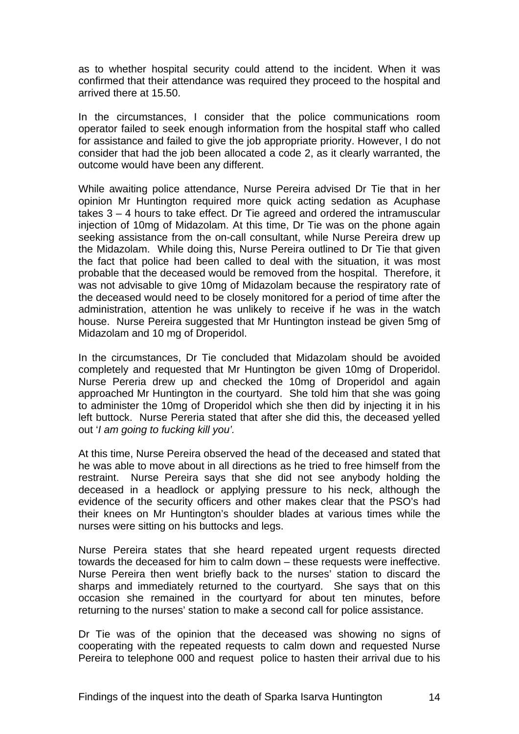as to whether hospital security could attend to the incident. When it was confirmed that their attendance was required they proceed to the hospital and arrived there at 15.50.

In the circumstances, I consider that the police communications room operator failed to seek enough information from the hospital staff who called for assistance and failed to give the job appropriate priority. However, I do not consider that had the job been allocated a code 2, as it clearly warranted, the outcome would have been any different.

While awaiting police attendance, Nurse Pereira advised Dr Tie that in her opinion Mr Huntington required more quick acting sedation as Acuphase takes 3 – 4 hours to take effect. Dr Tie agreed and ordered the intramuscular injection of 10mg of Midazolam. At this time, Dr Tie was on the phone again seeking assistance from the on-call consultant, while Nurse Pereira drew up the Midazolam. While doing this, Nurse Pereira outlined to Dr Tie that given the fact that police had been called to deal with the situation, it was most probable that the deceased would be removed from the hospital. Therefore, it was not advisable to give 10mg of Midazolam because the respiratory rate of the deceased would need to be closely monitored for a period of time after the administration, attention he was unlikely to receive if he was in the watch house. Nurse Pereira suggested that Mr Huntington instead be given 5mg of Midazolam and 10 mg of Droperidol.

In the circumstances, Dr Tie concluded that Midazolam should be avoided completely and requested that Mr Huntington be given 10mg of Droperidol. Nurse Pereria drew up and checked the 10mg of Droperidol and again approached Mr Huntington in the courtyard. She told him that she was going to administer the 10mg of Droperidol which she then did by injecting it in his left buttock. Nurse Pereria stated that after she did this, the deceased yelled out '*I am going to fucking kill you'.*

At this time, Nurse Pereira observed the head of the deceased and stated that he was able to move about in all directions as he tried to free himself from the restraint. Nurse Pereira says that she did not see anybody holding the deceased in a headlock or applying pressure to his neck, although the evidence of the security officers and other makes clear that the PSO's had their knees on Mr Huntington's shoulder blades at various times while the nurses were sitting on his buttocks and legs.

Nurse Pereira states that she heard repeated urgent requests directed towards the deceased for him to calm down – these requests were ineffective. Nurse Pereira then went briefly back to the nurses' station to discard the sharps and immediately returned to the courtyard. She says that on this occasion she remained in the courtyard for about ten minutes, before returning to the nurses' station to make a second call for police assistance.

Dr Tie was of the opinion that the deceased was showing no signs of cooperating with the repeated requests to calm down and requested Nurse Pereira to telephone 000 and request police to hasten their arrival due to his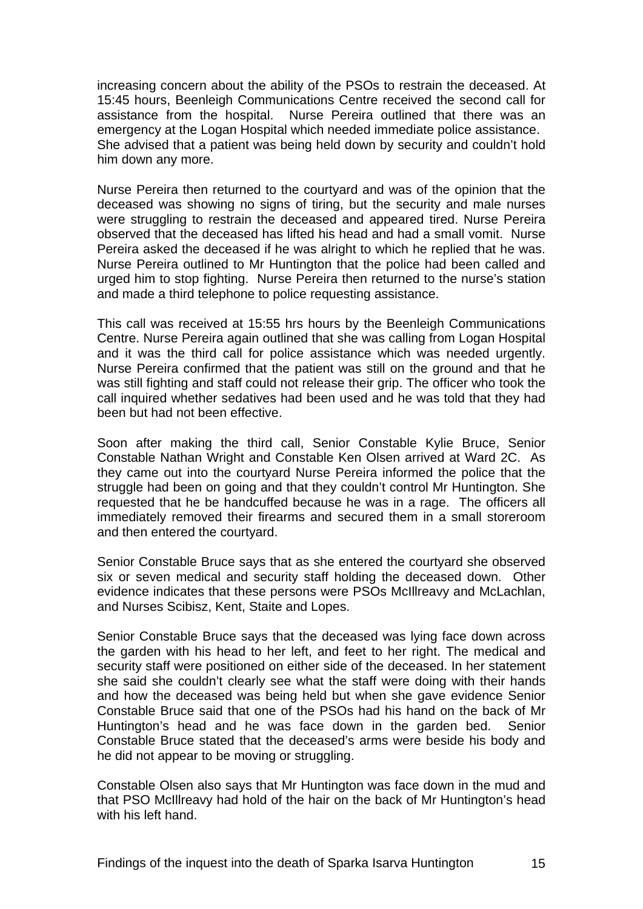increasing concern about the ability of the PSOs to restrain the deceased. At 15:45 hours, Beenleigh Communications Centre received the second call for assistance from the hospital. Nurse Pereira outlined that there was an emergency at the Logan Hospital which needed immediate police assistance. She advised that a patient was being held down by security and couldn't hold him down any more.

Nurse Pereira then returned to the courtyard and was of the opinion that the deceased was showing no signs of tiring, but the security and male nurses were struggling to restrain the deceased and appeared tired. Nurse Pereira observed that the deceased has lifted his head and had a small vomit. Nurse Pereira asked the deceased if he was alright to which he replied that he was. Nurse Pereira outlined to Mr Huntington that the police had been called and urged him to stop fighting. Nurse Pereira then returned to the nurse's station and made a third telephone to police requesting assistance.

This call was received at 15:55 hrs hours by the Beenleigh Communications Centre. Nurse Pereira again outlined that she was calling from Logan Hospital and it was the third call for police assistance which was needed urgently. Nurse Pereira confirmed that the patient was still on the ground and that he was still fighting and staff could not release their grip. The officer who took the call inquired whether sedatives had been used and he was told that they had been but had not been effective.

Soon after making the third call, Senior Constable Kylie Bruce, Senior Constable Nathan Wright and Constable Ken Olsen arrived at Ward 2C. As they came out into the courtyard Nurse Pereira informed the police that the struggle had been on going and that they couldn't control Mr Huntington. She requested that he be handcuffed because he was in a rage. The officers all immediately removed their firearms and secured them in a small storeroom and then entered the courtyard.

Senior Constable Bruce says that as she entered the courtyard she observed six or seven medical and security staff holding the deceased down. Other evidence indicates that these persons were PSOs McIllreavy and McLachlan, and Nurses Scibisz, Kent, Staite and Lopes.

Senior Constable Bruce says that the deceased was lying face down across the garden with his head to her left, and feet to her right. The medical and security staff were positioned on either side of the deceased. In her statement she said she couldn't clearly see what the staff were doing with their hands and how the deceased was being held but when she gave evidence Senior Constable Bruce said that one of the PSOs had his hand on the back of Mr Huntington's head and he was face down in the garden bed. Senior Constable Bruce stated that the deceased's arms were beside his body and he did not appear to be moving or struggling.

Constable Olsen also says that Mr Huntington was face down in the mud and that PSO McIllreavy had hold of the hair on the back of Mr Huntington's head with his left hand.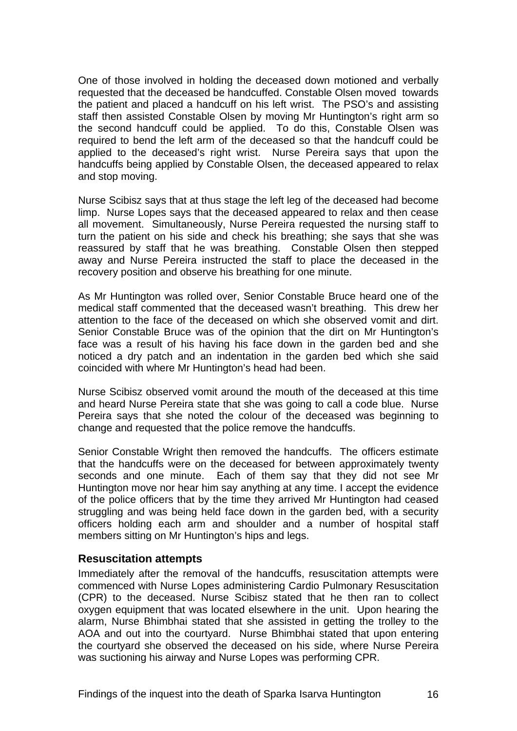One of those involved in holding the deceased down motioned and verbally requested that the deceased be handcuffed. Constable Olsen moved towards the patient and placed a handcuff on his left wrist. The PSO's and assisting staff then assisted Constable Olsen by moving Mr Huntington's right arm so the second handcuff could be applied. To do this, Constable Olsen was required to bend the left arm of the deceased so that the handcuff could be applied to the deceased's right wrist. Nurse Pereira says that upon the handcuffs being applied by Constable Olsen, the deceased appeared to relax and stop moving.

Nurse Scibisz says that at thus stage the left leg of the deceased had become limp. Nurse Lopes says that the deceased appeared to relax and then cease all movement. Simultaneously, Nurse Pereira requested the nursing staff to turn the patient on his side and check his breathing; she says that she was reassured by staff that he was breathing. Constable Olsen then stepped away and Nurse Pereira instructed the staff to place the deceased in the recovery position and observe his breathing for one minute.

As Mr Huntington was rolled over, Senior Constable Bruce heard one of the medical staff commented that the deceased wasn't breathing. This drew her attention to the face of the deceased on which she observed vomit and dirt. Senior Constable Bruce was of the opinion that the dirt on Mr Huntington's face was a result of his having his face down in the garden bed and she noticed a dry patch and an indentation in the garden bed which she said coincided with where Mr Huntington's head had been.

Nurse Scibisz observed vomit around the mouth of the deceased at this time and heard Nurse Pereira state that she was going to call a code blue. Nurse Pereira says that she noted the colour of the deceased was beginning to change and requested that the police remove the handcuffs.

Senior Constable Wright then removed the handcuffs. The officers estimate that the handcuffs were on the deceased for between approximately twenty seconds and one minute. Each of them say that they did not see Mr Huntington move nor hear him say anything at any time. I accept the evidence of the police officers that by the time they arrived Mr Huntington had ceased struggling and was being held face down in the garden bed, with a security officers holding each arm and shoulder and a number of hospital staff members sitting on Mr Huntington's hips and legs.

### Resuscitation attempts

Immediately after the removal of the handcuffs, resuscitation attempts were commenced with Nurse Lopes administering Cardio Pulmonary Resuscitation (CPR) to the deceased. Nurse Scibisz stated that he then ran to collect oxygen equipment that was located elsewhere in the unit. Upon hearing the alarm, Nurse Bhimbhai stated that she assisted in getting the trolley to the AOA and out into the courtyard. Nurse Bhimbhai stated that upon entering the courtyard she observed the deceased on his side, where Nurse Pereira was suctioning his airway and Nurse Lopes was performing CPR.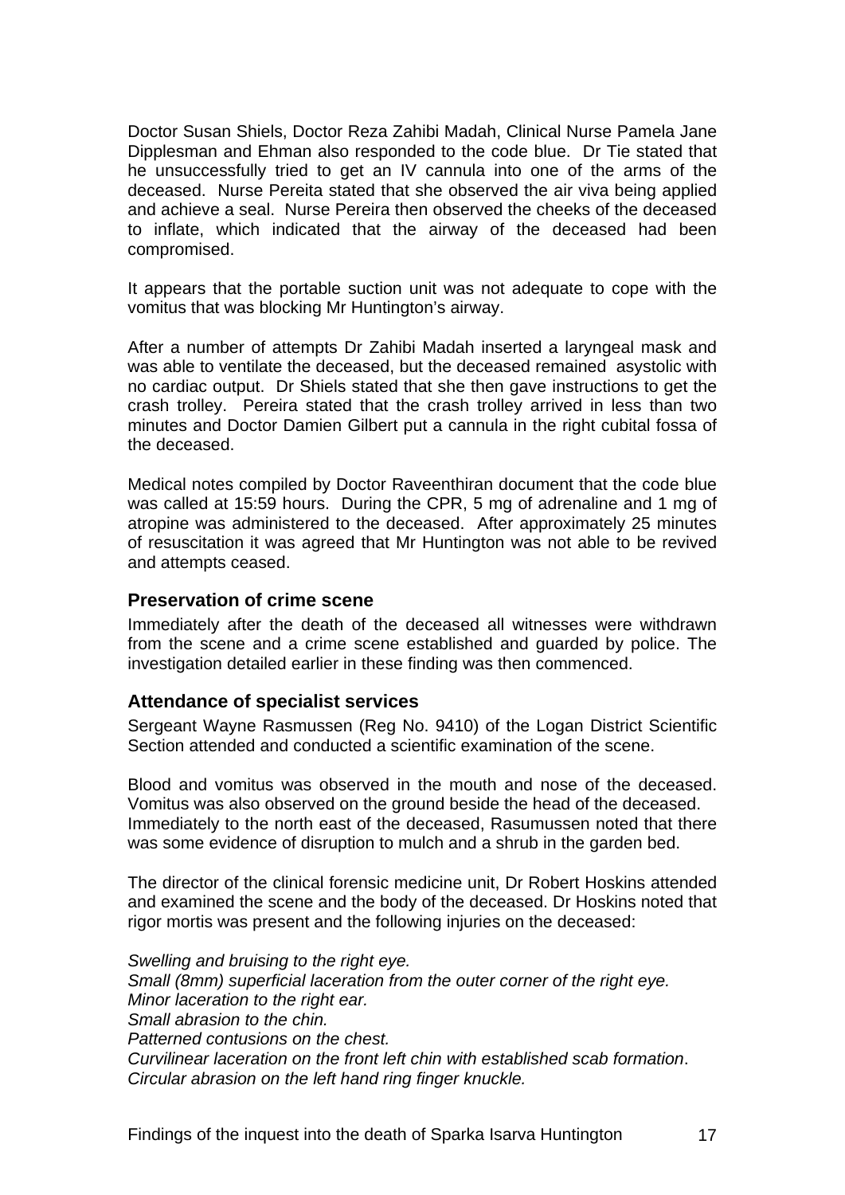Doctor Susan Shiels, Doctor Reza Zahibi Madah, Clinical Nurse Pamela Jane Dipplesman and Ehman also responded to the code blue. Dr Tie stated that he unsuccessfully tried to get an IV cannula into one of the arms of the deceased. Nurse Pereita stated that she observed the air viva being applied and achieve a seal. Nurse Pereira then observed the cheeks of the deceased to inflate, which indicated that the airway of the deceased had been compromised.

It appears that the portable suction unit was not adequate to cope with the vomitus that was blocking Mr Huntington's airway.

After a number of attempts Dr Zahibi Madah inserted a laryngeal mask and was able to ventilate the deceased, but the deceased remained asystolic with no cardiac output. Dr Shiels stated that she then gave instructions to get the crash trolley. Pereira stated that the crash trolley arrived in less than two minutes and Doctor Damien Gilbert put a cannula in the right cubital fossa of the deceased.

Medical notes compiled by Doctor Raveenthiran document that the code blue was called at 15:59 hours. During the CPR, 5 mg of adrenaline and 1 mg of atropine was administered to the deceased. After approximately 25 minutes of resuscitation it was agreed that Mr Huntington was not able to be revived and attempts ceased.

### Preservation of crime scene

Immediately after the death of the deceased all witnesses were withdrawn from the scene and a crime scene established and guarded by police. The investigation detailed earlier in these finding was then commenced.

### Attendance of specialist services

Sergeant Wayne Rasmussen (Reg No. 9410) of the Logan District Scientific Section attended and conducted a scientific examination of the scene.

Blood and vomitus was observed in the mouth and nose of the deceased. Vomitus was also observed on the ground beside the head of the deceased. Immediately to the north east of the deceased, Rasumussen noted that there was some evidence of disruption to mulch and a shrub in the garden bed.

The director of the clinical forensic medicine unit, Dr Robert Hoskins attended and examined the scene and the body of the deceased. Dr Hoskins noted that rigor mortis was present and the following injuries on the deceased:

*Swelling and bruising to the right eye.*
*Small (8mm) superficial laceration from the outer corner of the right eye.*
*Minor laceration to the right ear.*
*Small abrasion to the chin.*
*Patterned contusions on the chest.*
*Curvilinear laceration on the front left chin with established scab formation*.
*Circular abrasion on the left hand ring finger knuckle.*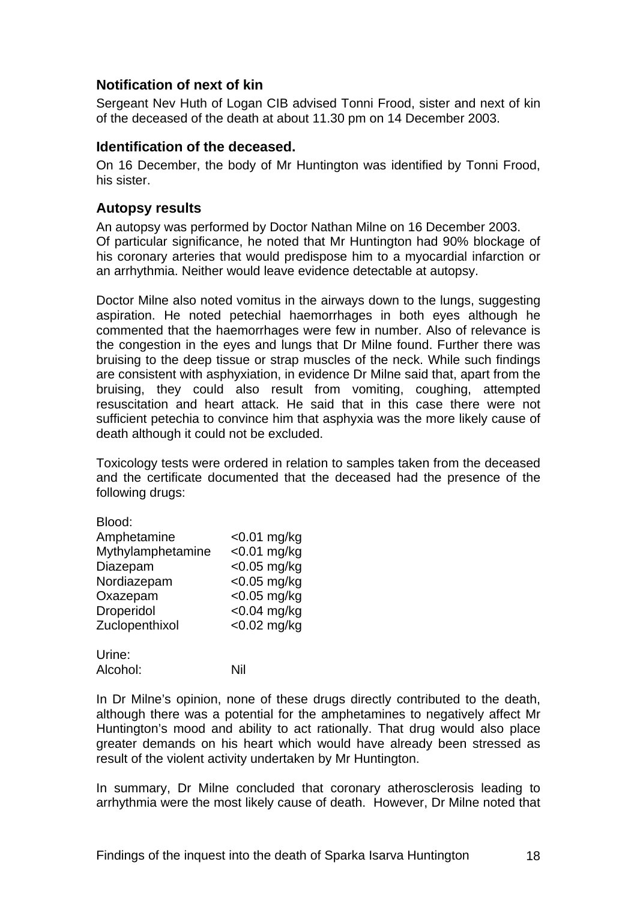### Notification of next of kin

Sergeant Nev Huth of Logan CIB advised Tonni Frood, sister and next of kin of the deceased of the death at about 11.30 pm on 14 December 2003.

### Identification of the deceased.

On 16 December, the body of Mr Huntington was identified by Tonni Frood, his sister.

### Autopsy results

An autopsy was performed by Doctor Nathan Milne on 16 December 2003.
Of particular significance, he noted that Mr Huntington had 90% blockage of his coronary arteries that would predispose him to a myocardial infarction or an arrhythmia. Neither would leave evidence detectable at autopsy.

Doctor Milne also noted vomitus in the airways down to the lungs, suggesting aspiration. He noted petechial haemorrhages in both eyes although he commented that the haemorrhages were few in number. Also of relevance is the congestion in the eyes and lungs that Dr Milne found. Further there was bruising to the deep tissue or strap muscles of the neck. While such findings are consistent with asphyxiation, in evidence Dr Milne said that, apart from the bruising, they could also result from vomiting, coughing, attempted resuscitation and heart attack. He said that in this case there were not sufficient petechia to convince him that asphyxia was the more likely cause of death although it could not be excluded.

Toxicology tests were ordered in relation to samples taken from the deceased and the certificate documented that the deceased had the presence of the following drugs:

| Blood: | |
|---|---|
| Amphetamine | <0.01 mg/kg |
| Mythylamphetamine | <0.01 mg/kg |
| Diazepam | <0.05 mg/kg |
| Nordiazepam | <0.05 mg/kg |
| Oxazepam | <0.05 mg/kg |
| Droperidol | <0.04 mg/kg |
| Zuclopenthixol | <0.02 mg/kg |
| **Urine:** | |
| Alcohol: | Nil |

In Dr Milne's opinion, none of these drugs directly contributed to the death, although there was a potential for the amphetamines to negatively affect Mr Huntington's mood and ability to act rationally. That drug would also place greater demands on his heart which would have already been stressed as result of the violent activity undertaken by Mr Huntington.

In summary, Dr Milne concluded that coronary atherosclerosis leading to arrhythmia were the most likely cause of death. However, Dr Milne noted that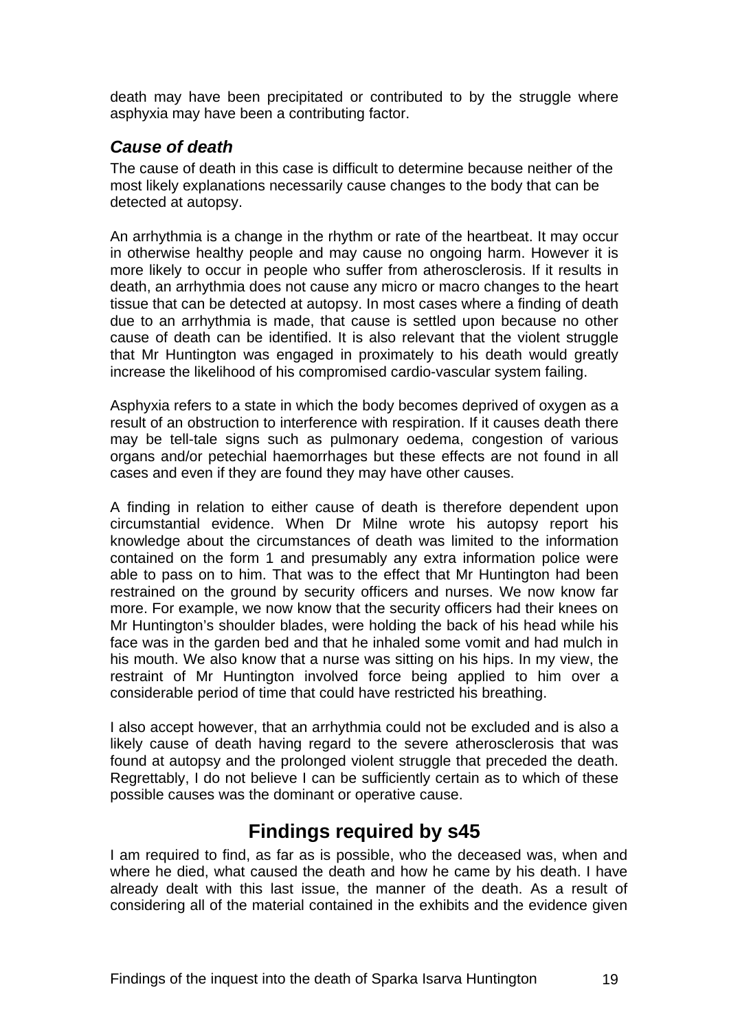death may have been precipitated or contributed to by the struggle where asphyxia may have been a contributing factor.

### *Cause of death*

The cause of death in this case is difficult to determine because neither of the most likely explanations necessarily cause changes to the body that can be detected at autopsy.

An arrhythmia is a change in the rhythm or rate of the heartbeat. It may occur in otherwise healthy people and may cause no ongoing harm. However it is more likely to occur in people who suffer from atherosclerosis. If it results in death, an arrhythmia does not cause any micro or macro changes to the heart tissue that can be detected at autopsy. In most cases where a finding of death due to an arrhythmia is made, that cause is settled upon because no other cause of death can be identified. It is also relevant that the violent struggle that Mr Huntington was engaged in proximately to his death would greatly increase the likelihood of his compromised cardio-vascular system failing.

Asphyxia refers to a state in which the body becomes deprived of oxygen as a result of an obstruction to interference with respiration. If it causes death there may be tell-tale signs such as pulmonary oedema, congestion of various organs and/or petechial haemorrhages but these effects are not found in all cases and even if they are found they may have other causes.

A finding in relation to either cause of death is therefore dependent upon circumstantial evidence. When Dr Milne wrote his autopsy report his knowledge about the circumstances of death was limited to the information contained on the form 1 and presumably any extra information police were able to pass on to him. That was to the effect that Mr Huntington had been restrained on the ground by security officers and nurses. We now know far more. For example, we now know that the security officers had their knees on Mr Huntington's shoulder blades, were holding the back of his head while his face was in the garden bed and that he inhaled some vomit and had mulch in his mouth. We also know that a nurse was sitting on his hips. In my view, the restraint of Mr Huntington involved force being applied to him over a considerable period of time that could have restricted his breathing.

I also accept however, that an arrhythmia could not be excluded and is also a likely cause of death having regard to the severe atherosclerosis that was found at autopsy and the prolonged violent struggle that preceded the death. Regrettably, I do not believe I can be sufficiently certain as to which of these possible causes was the dominant or operative cause.

## Findings required by s45

I am required to find, as far as is possible, who the deceased was, when and where he died, what caused the death and how he came by his death. I have already dealt with this last issue, the manner of the death. As a result of considering all of the material contained in the exhibits and the evidence given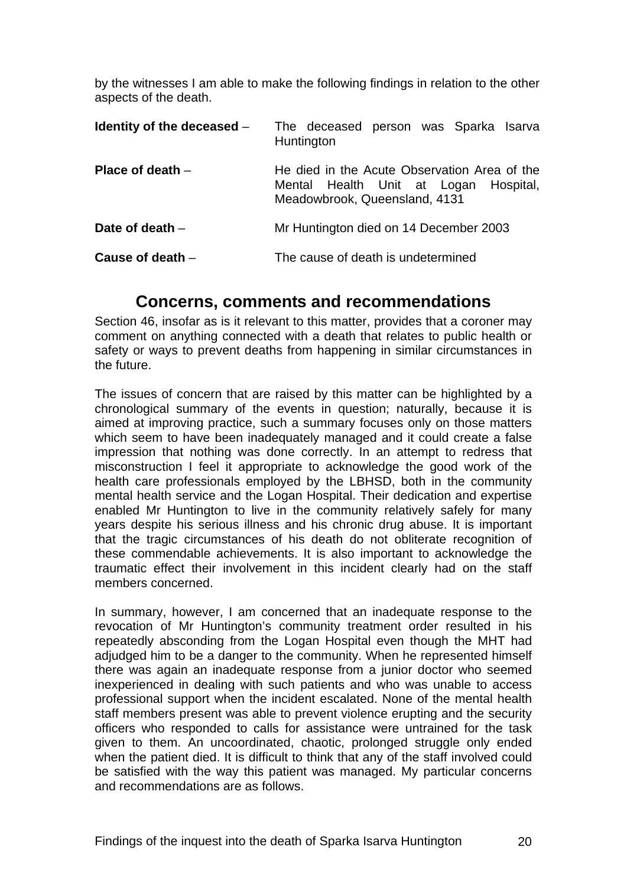by the witnesses I am able to make the following findings in relation to the other aspects of the death.

| | |
|---|---|
| **Identity of the deceased** – | The deceased person was Sparka Isarva Huntington |
| **Place of death** – | He died in the Acute Observation Area of the Mental Health Unit at Logan Hospital, Meadowbrook, Queensland, 4131 |
| **Date of death** – | Mr Huntington died on 14 December 2003 |
| **Cause of death** – | The cause of death is undetermined |

## Concerns, comments and recommendations

Section 46, insofar as is it relevant to this matter, provides that a coroner may comment on anything connected with a death that relates to public health or safety or ways to prevent deaths from happening in similar circumstances in the future.

The issues of concern that are raised by this matter can be highlighted by a chronological summary of the events in question; naturally, because it is aimed at improving practice, such a summary focuses only on those matters which seem to have been inadequately managed and it could create a false impression that nothing was done correctly. In an attempt to redress that misconstruction I feel it appropriate to acknowledge the good work of the health care professionals employed by the LBHSD, both in the community mental health service and the Logan Hospital. Their dedication and expertise enabled Mr Huntington to live in the community relatively safely for many years despite his serious illness and his chronic drug abuse. It is important that the tragic circumstances of his death do not obliterate recognition of these commendable achievements. It is also important to acknowledge the traumatic effect their involvement in this incident clearly had on the staff members concerned.

In summary, however, I am concerned that an inadequate response to the revocation of Mr Huntington's community treatment order resulted in his repeatedly absconding from the Logan Hospital even though the MHT had adjudged him to be a danger to the community. When he represented himself there was again an inadequate response from a junior doctor who seemed inexperienced in dealing with such patients and who was unable to access professional support when the incident escalated. None of the mental health staff members present was able to prevent violence erupting and the security officers who responded to calls for assistance were untrained for the task given to them. An uncoordinated, chaotic, prolonged struggle only ended when the patient died. It is difficult to think that any of the staff involved could be satisfied with the way this patient was managed. My particular concerns and recommendations are as follows.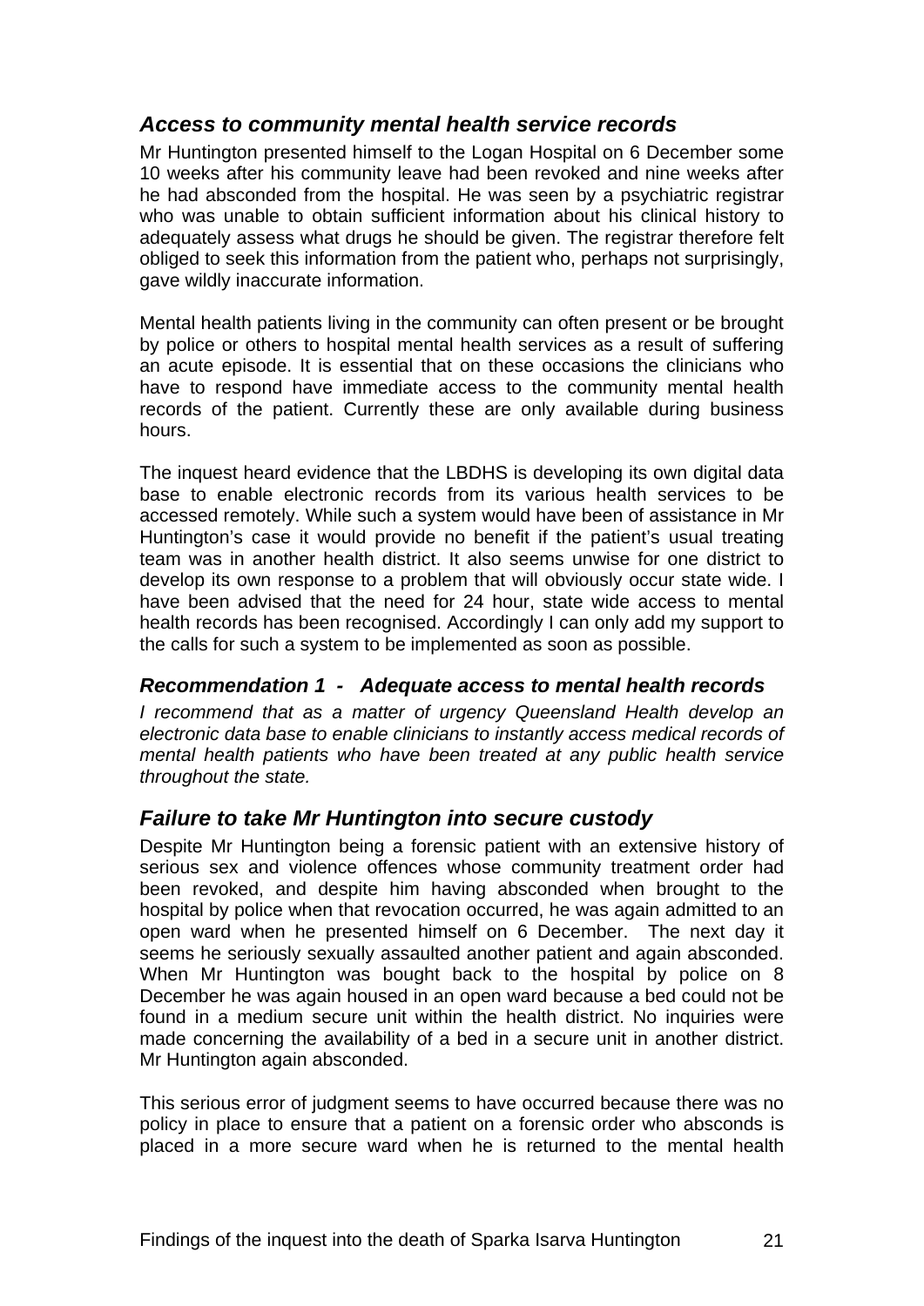### *Access to community mental health service records*

Mr Huntington presented himself to the Logan Hospital on 6 December some 10 weeks after his community leave had been revoked and nine weeks after he had absconded from the hospital. He was seen by a psychiatric registrar who was unable to obtain sufficient information about his clinical history to adequately assess what drugs he should be given. The registrar therefore felt obliged to seek this information from the patient who, perhaps not surprisingly, gave wildly inaccurate information.

Mental health patients living in the community can often present or be brought by police or others to hospital mental health services as a result of suffering an acute episode. It is essential that on these occasions the clinicians who have to respond have immediate access to the community mental health records of the patient. Currently these are only available during business hours.

The inquest heard evidence that the LBDHS is developing its own digital data base to enable electronic records from its various health services to be accessed remotely. While such a system would have been of assistance in Mr Huntington's case it would provide no benefit if the patient's usual treating team was in another health district. It also seems unwise for one district to develop its own response to a problem that will obviously occur state wide. I have been advised that the need for 24 hour, state wide access to mental health records has been recognised. Accordingly I can only add my support to the calls for such a system to be implemented as soon as possible.

### *Recommendation 1 - Adequate access to mental health records*

*I recommend that as a matter of urgency Queensland Health develop an electronic data base to enable clinicians to instantly access medical records of mental health patients who have been treated at any public health service throughout the state.*

### *Failure to take Mr Huntington into secure custody*

Despite Mr Huntington being a forensic patient with an extensive history of serious sex and violence offences whose community treatment order had been revoked, and despite him having absconded when brought to the hospital by police when that revocation occurred, he was again admitted to an open ward when he presented himself on 6 December. The next day it seems he seriously sexually assaulted another patient and again absconded. When Mr Huntington was bought back to the hospital by police on 8 December he was again housed in an open ward because a bed could not be found in a medium secure unit within the health district. No inquiries were made concerning the availability of a bed in a secure unit in another district. Mr Huntington again absconded.

This serious error of judgment seems to have occurred because there was no policy in place to ensure that a patient on a forensic order who absconds is placed in a more secure ward when he is returned to the mental health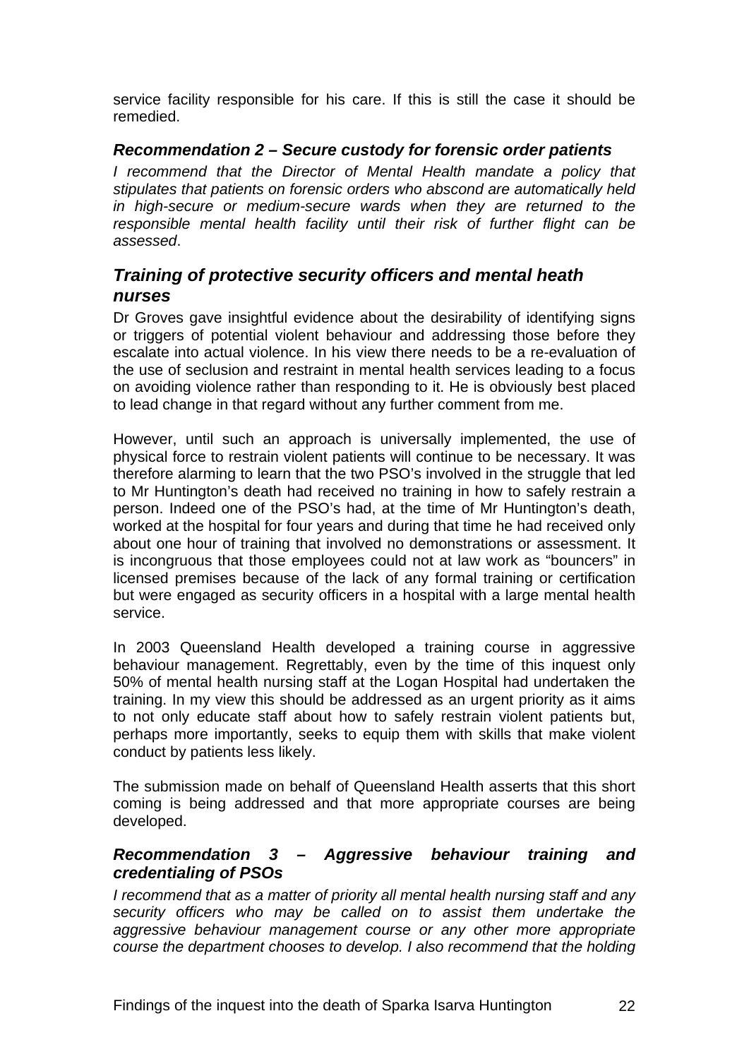service facility responsible for his care. If this is still the case it should be remedied.

### *Recommendation 2 – Secure custody for forensic order patients*

*I recommend that the Director of Mental Health mandate a policy that stipulates that patients on forensic orders who abscond are automatically held in high-secure or medium-secure wards when they are returned to the responsible mental health facility until their risk of further flight can be assessed*.

## *Training of protective security officers and mental heath nurses*

Dr Groves gave insightful evidence about the desirability of identifying signs or triggers of potential violent behaviour and addressing those before they escalate into actual violence. In his view there needs to be a re-evaluation of the use of seclusion and restraint in mental health services leading to a focus on avoiding violence rather than responding to it. He is obviously best placed to lead change in that regard without any further comment from me.

However, until such an approach is universally implemented, the use of physical force to restrain violent patients will continue to be necessary. It was therefore alarming to learn that the two PSO's involved in the struggle that led to Mr Huntington's death had received no training in how to safely restrain a person. Indeed one of the PSO's had, at the time of Mr Huntington's death, worked at the hospital for four years and during that time he had received only about one hour of training that involved no demonstrations or assessment. It is incongruous that those employees could not at law work as "bouncers" in licensed premises because of the lack of any formal training or certification but were engaged as security officers in a hospital with a large mental health service.

In 2003 Queensland Health developed a training course in aggressive behaviour management. Regrettably, even by the time of this inquest only 50% of mental health nursing staff at the Logan Hospital had undertaken the training. In my view this should be addressed as an urgent priority as it aims to not only educate staff about how to safely restrain violent patients but, perhaps more importantly, seeks to equip them with skills that make violent conduct by patients less likely.

The submission made on behalf of Queensland Health asserts that this short coming is being addressed and that more appropriate courses are being developed.

### *Recommendation 3 – Aggressive behaviour training and credentialing of PSOs*

*I recommend that as a matter of priority all mental health nursing staff and any security officers who may be called on to assist them undertake the aggressive behaviour management course or any other more appropriate course the department chooses to develop. I also recommend that the holding*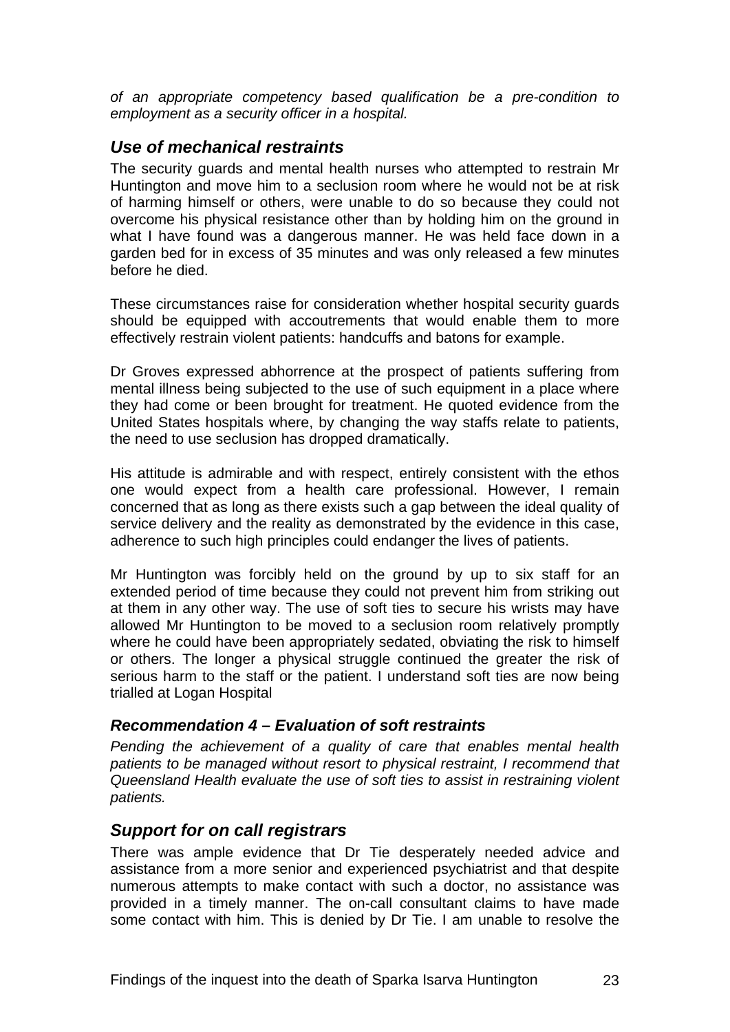*of an appropriate competency based qualification be a pre-condition to employment as a security officer in a hospital.*

## *Use of mechanical restraints*

The security guards and mental health nurses who attempted to restrain Mr Huntington and move him to a seclusion room where he would not be at risk of harming himself or others, were unable to do so because they could not overcome his physical resistance other than by holding him on the ground in what I have found was a dangerous manner. He was held face down in a garden bed for in excess of 35 minutes and was only released a few minutes before he died.

These circumstances raise for consideration whether hospital security guards should be equipped with accoutrements that would enable them to more effectively restrain violent patients: handcuffs and batons for example.

Dr Groves expressed abhorrence at the prospect of patients suffering from mental illness being subjected to the use of such equipment in a place where they had come or been brought for treatment. He quoted evidence from the United States hospitals where, by changing the way staffs relate to patients, the need to use seclusion has dropped dramatically.

His attitude is admirable and with respect, entirely consistent with the ethos one would expect from a health care professional. However, I remain concerned that as long as there exists such a gap between the ideal quality of service delivery and the reality as demonstrated by the evidence in this case, adherence to such high principles could endanger the lives of patients.

Mr Huntington was forcibly held on the ground by up to six staff for an extended period of time because they could not prevent him from striking out at them in any other way. The use of soft ties to secure his wrists may have allowed Mr Huntington to be moved to a seclusion room relatively promptly where he could have been appropriately sedated, obviating the risk to himself or others. The longer a physical struggle continued the greater the risk of serious harm to the staff or the patient. I understand soft ties are now being trialled at Logan Hospital

### *Recommendation 4 – Evaluation of soft restraints*

*Pending the achievement of a quality of care that enables mental health patients to be managed without resort to physical restraint, I recommend that Queensland Health evaluate the use of soft ties to assist in restraining violent patients.*

## *Support for on call registrars*

There was ample evidence that Dr Tie desperately needed advice and assistance from a more senior and experienced psychiatrist and that despite numerous attempts to make contact with such a doctor, no assistance was provided in a timely manner. The on-call consultant claims to have made some contact with him. This is denied by Dr Tie. I am unable to resolve the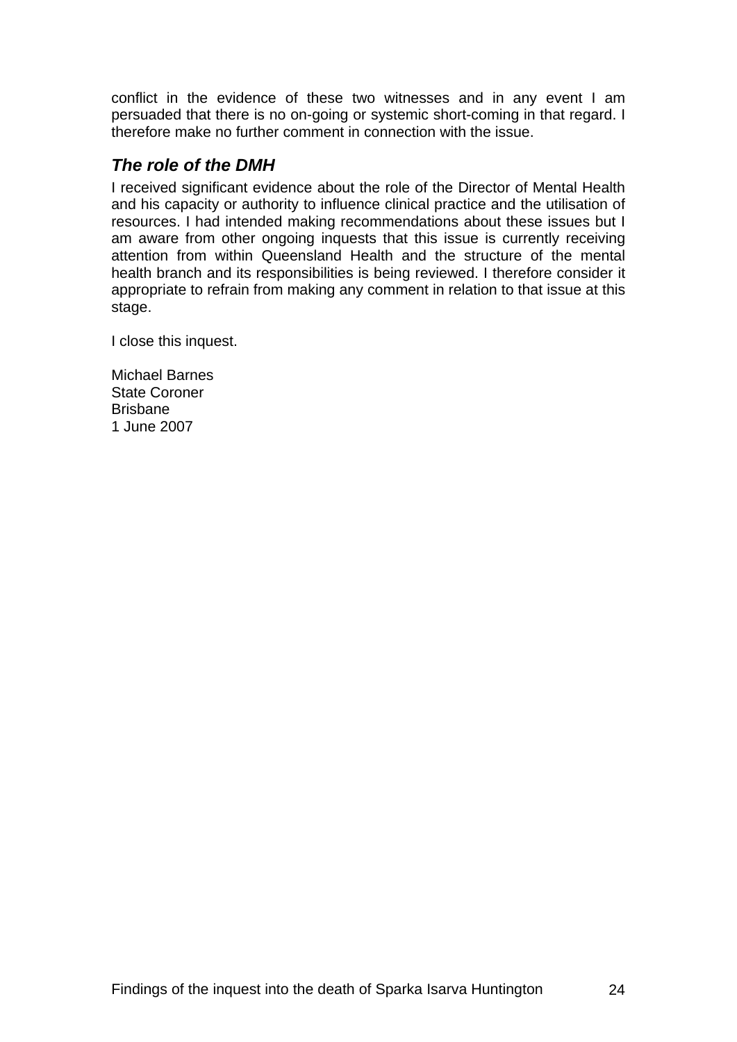conflict in the evidence of these two witnesses and in any event I am persuaded that there is no on-going or systemic short-coming in that regard. I therefore make no further comment in connection with the issue.

### *The role of the DMH*

I received significant evidence about the role of the Director of Mental Health and his capacity or authority to influence clinical practice and the utilisation of resources. I had intended making recommendations about these issues but I am aware from other ongoing inquests that this issue is currently receiving attention from within Queensland Health and the structure of the mental health branch and its responsibilities is being reviewed. I therefore consider it appropriate to refrain from making any comment in relation to that issue at this stage.

I close this inquest.

Michael Barnes  
State Coroner  
Brisbane  
1 June 2007